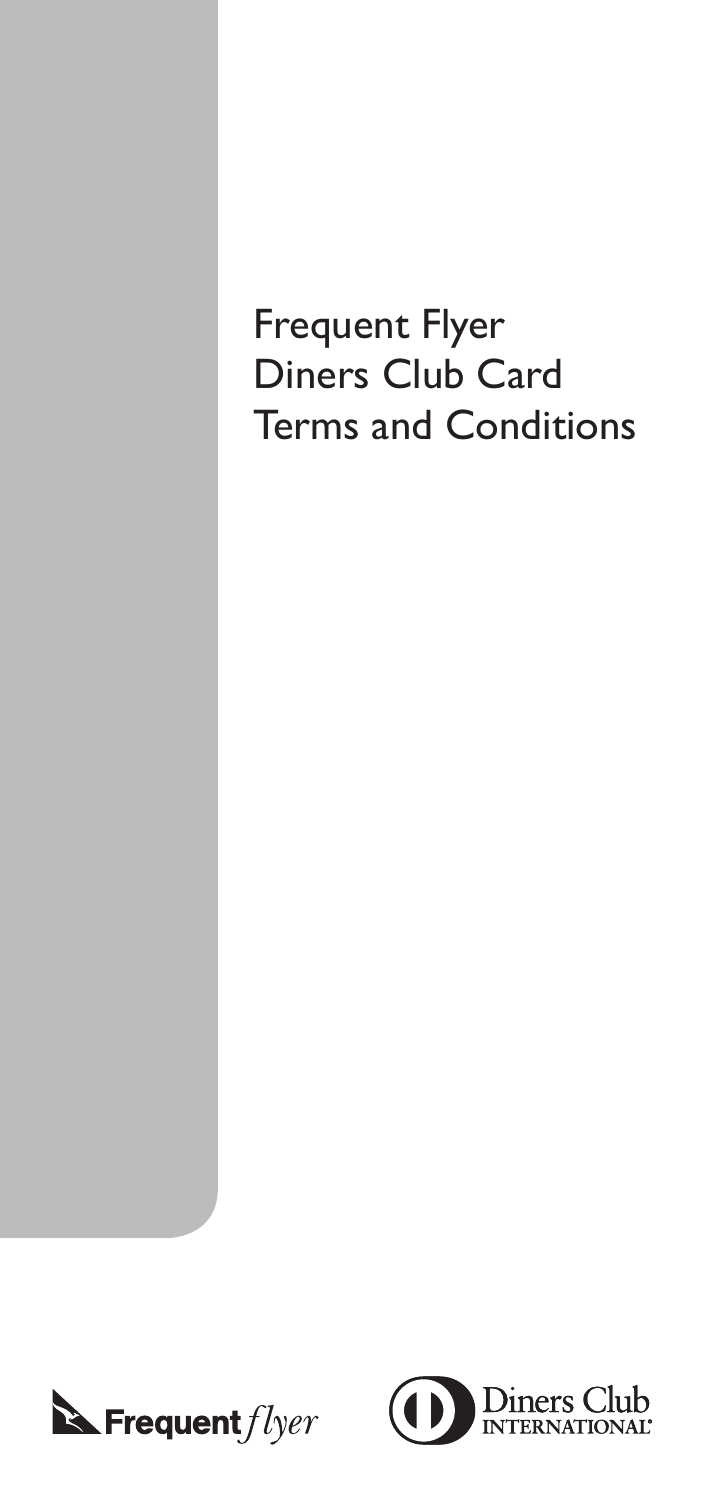# Frequent Flyer Diners Club Card Terms and Conditions

Frequent *flyer*

Diners Club INTERNATIONAL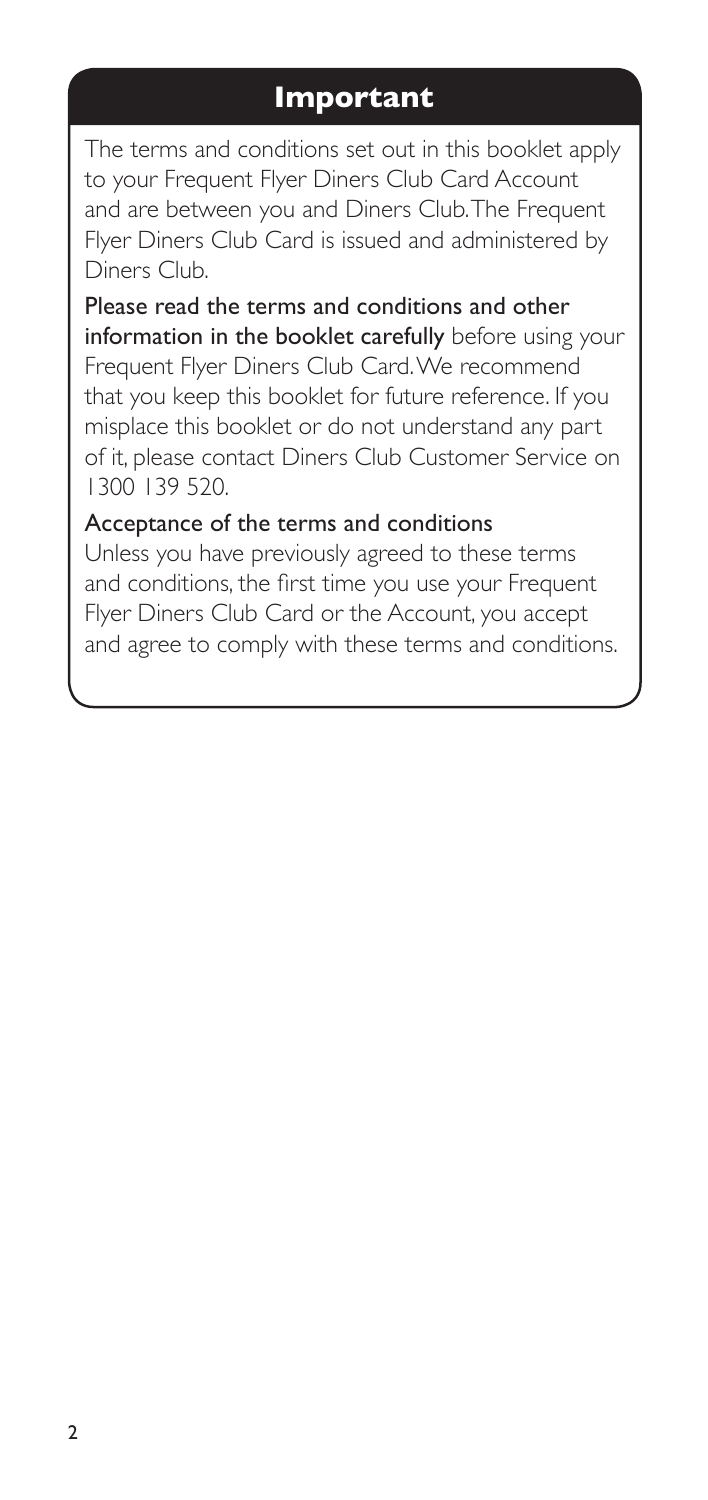# Important

The terms and conditions set out in this booklet apply to your Frequent Flyer Diners Club Card Account and are between you and Diners Club. The Frequent Flyer Diners Club Card is issued and administered by Diners Club.

**Please read the terms and conditions and other information in the booklet carefully** before using your Frequent Flyer Diners Club Card. We recommend that you keep this booklet for future reference. If you misplace this booklet or do not understand any part of it, please contact Diners Club Customer Service on 1300 139 520.

**Acceptance of the terms and conditions**

Unless you have previously agreed to these terms and conditions, the first time you use your Frequent Flyer Diners Club Card or the Account, you accept and agree to comply with these terms and conditions.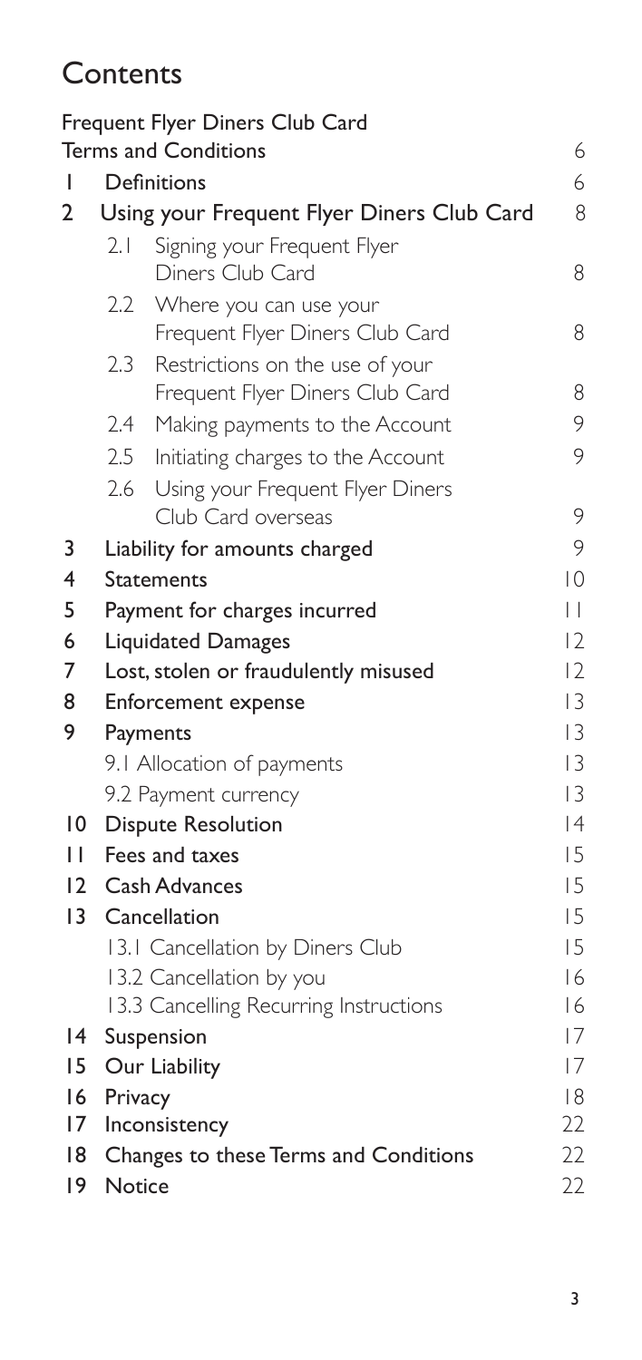# Contents

| | | |
|---|---|---|
| | Frequent Flyer Diners Club Card Terms and Conditions | 6 |
| 1 | Definitions | 6 |
| 2 | Using your Frequent Flyer Diners Club Card | 8 |
| | 2.1 Signing your Frequent Flyer Diners Club Card | 8 |
| | 2.2 Where you can use your Frequent Flyer Diners Club Card | 8 |
| | 2.3 Restrictions on the use of your Frequent Flyer Diners Club Card | 8 |
| | 2.4 Making payments to the Account | 9 |
| | 2.5 Initiating charges to the Account | 9 |
| | 2.6 Using your Frequent Flyer Diners Club Card overseas | 9 |
| 3 | Liability for amounts charged | 9 |
| 4 | Statements | 10 |
| 5 | Payment for charges incurred | 11 |
| 6 | Liquidated Damages | 12 |
| 7 | Lost, stolen or fraudulently misused | 12 |
| 8 | Enforcement expense | 13 |
| 9 | Payments | 13 |
| | 9.1 Allocation of payments | 13 |
| | 9.2 Payment currency | 13 |
| 10 | Dispute Resolution | 14 |
| 11 | Fees and taxes | 15 |
| 12 | Cash Advances | 15 |
| 13 | Cancellation | 15 |
| | 13.1 Cancellation by Diners Club | 15 |
| | 13.2 Cancellation by you | 16 |
| | 13.3 Cancelling Recurring Instructions | 16 |
| 14 | Suspension | 17 |
| 15 | Our Liability | 17 |
| 16 | Privacy | 18 |
| 17 | Inconsistency | 22 |
| 18 | Changes to these Terms and Conditions | 22 |
| 19 | Notice | 22 |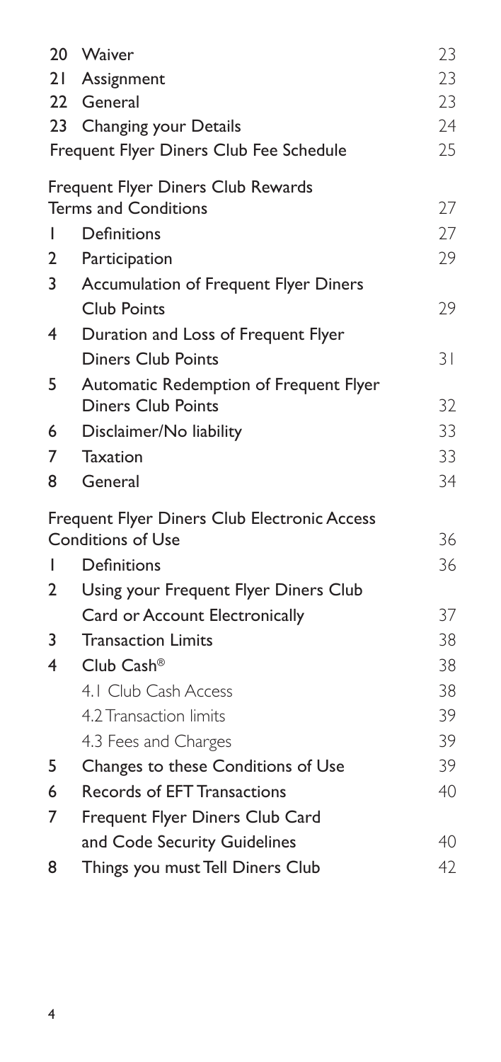| | | |
|---|---|---|
| 20 | Waiver | 23 |
| 21 | Assignment | 23 |
| 22 | General | 23 |
| 23 | Changing your Details | 24 |
| | Frequent Flyer Diners Club Fee Schedule | 25 |
| | Frequent Flyer Diners Club Rewards Terms and Conditions | 27 |
| 1 | Definitions | 27 |
| 2 | Participation | 29 |
| 3 | Accumulation of Frequent Flyer Diners Club Points | 29 |
| 4 | Duration and Loss of Frequent Flyer Diners Club Points | 31 |
| 5 | Automatic Redemption of Frequent Flyer Diners Club Points | 32 |
| 6 | Disclaimer/No liability | 33 |
| 7 | Taxation | 33 |
| 8 | General | 34 |
| | Frequent Flyer Diners Club Electronic Access Conditions of Use | 36 |
| 1 | Definitions | 36 |
| 2 | Using your Frequent Flyer Diners Club Card or Account Electronically | 37 |
| 3 | Transaction Limits | 38 |
| 4 | Club Cash® | 38 |
| | 4.1 Club Cash Access | 38 |
| | 4.2 Transaction limits | 39 |
| | 4.3 Fees and Charges | 39 |
| 5 | Changes to these Conditions of Use | 39 |
| 6 | Records of EFT Transactions | 40 |
| 7 | Frequent Flyer Diners Club Card and Code Security Guidelines | 40 |
| 8 | Things you must Tell Diners Club | 42 |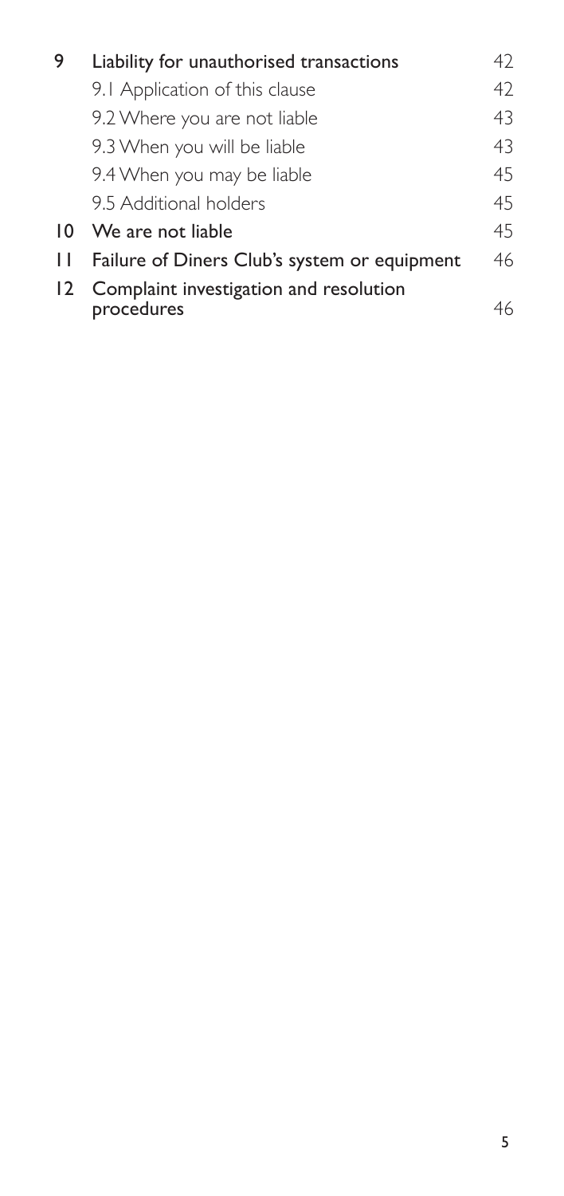| | | |
|---|---|---|
| 9 | Liability for unauthorised transactions | 42 |
| | 9.1 Application of this clause | 42 |
| | 9.2 Where you are not liable | 43 |
| | 9.3 When you will be liable | 43 |
| | 9.4 When you may be liable | 45 |
| | 9.5 Additional holders | 45 |
| 10 | We are not liable | 45 |
| 11 | Failure of Diners Club's system or equipment | 46 |
| 12 | Complaint investigation and resolution procedures | 46 |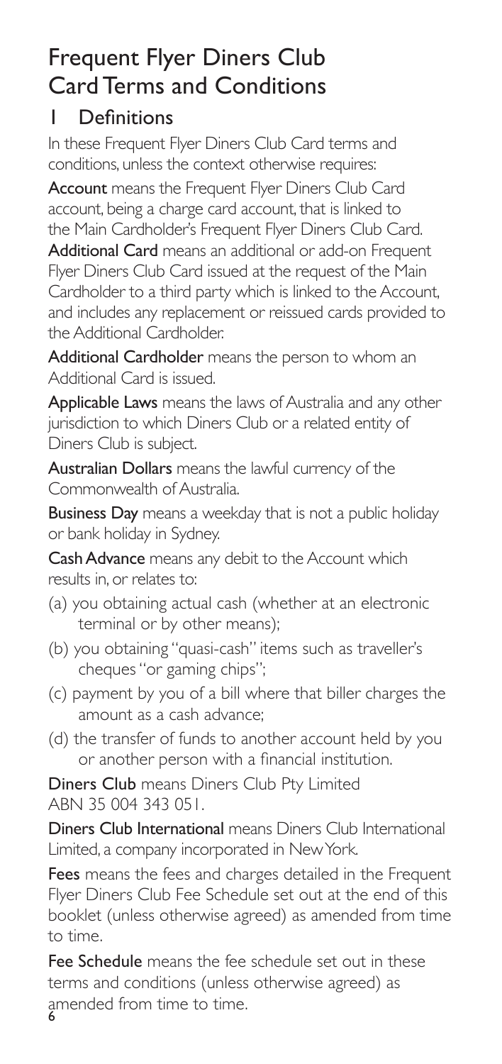# Frequent Flyer Diners Club Card Terms and Conditions

## 1 Definitions

In these Frequent Flyer Diners Club Card terms and conditions, unless the context otherwise requires:

**Account** means the Frequent Flyer Diners Club Card account, being a charge card account, that is linked to the Main Cardholder's Frequent Flyer Diners Club Card.

**Additional Card** means an additional or add-on Frequent Flyer Diners Club Card issued at the request of the Main Cardholder to a third party which is linked to the Account, and includes any replacement or reissued cards provided to the Additional Cardholder.

**Additional Cardholder** means the person to whom an Additional Card is issued.

**Applicable Laws** means the laws of Australia and any other jurisdiction to which Diners Club or a related entity of Diners Club is subject.

**Australian Dollars** means the lawful currency of the Commonwealth of Australia.

**Business Day** means a weekday that is not a public holiday or bank holiday in Sydney.

**Cash Advance** means any debit to the Account which results in, or relates to:

(a) you obtaining actual cash (whether at an electronic terminal or by other means);

(b) you obtaining "quasi-cash" items such as traveller's cheques "or gaming chips";

(c) payment by you of a bill where that biller charges the amount as a cash advance;

(d) the transfer of funds to another account held by you or another person with a financial institution.

**Diners Club** means Diners Club Pty Limited ABN 35 004 343 051.

**Diners Club International** means Diners Club International Limited, a company incorporated in New York.

**Fees** means the fees and charges detailed in the Frequent Flyer Diners Club Fee Schedule set out at the end of this booklet (unless otherwise agreed) as amended from time to time.

**Fee Schedule** means the fee schedule set out in these terms and conditions (unless otherwise agreed) as amended from time to time.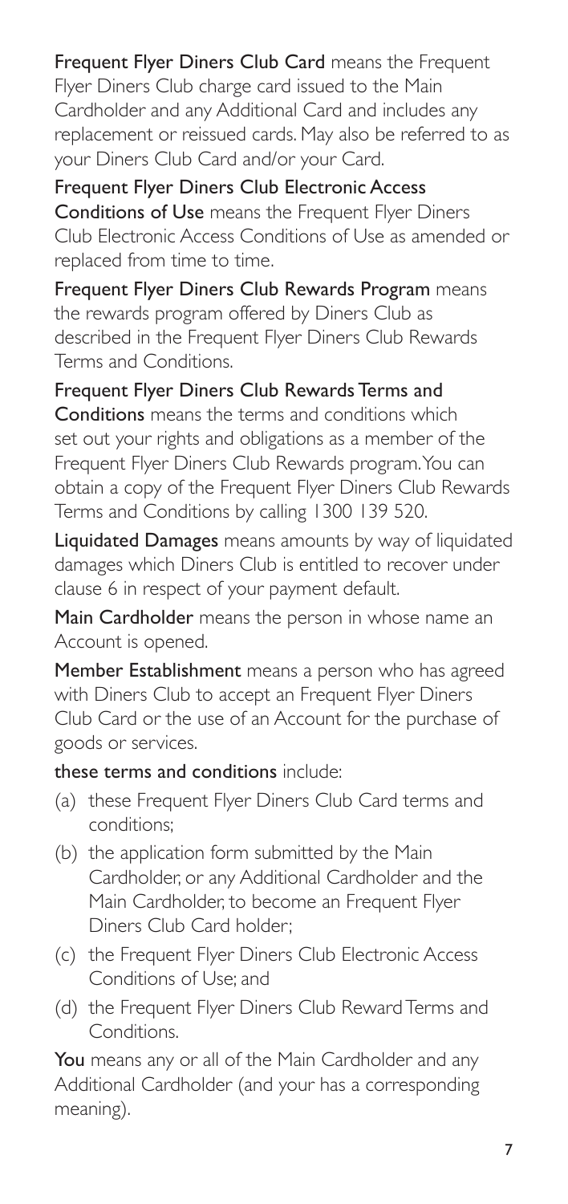**Frequent Flyer Diners Club Card** means the Frequent Flyer Diners Club charge card issued to the Main Cardholder and any Additional Card and includes any replacement or reissued cards. May also be referred to as your Diners Club Card and/or your Card.

**Frequent Flyer Diners Club Electronic Access Conditions of Use** means the Frequent Flyer Diners Club Electronic Access Conditions of Use as amended or replaced from time to time.

**Frequent Flyer Diners Club Rewards Program** means the rewards program offered by Diners Club as described in the Frequent Flyer Diners Club Rewards Terms and Conditions.

**Frequent Flyer Diners Club Rewards Terms and Conditions** means the terms and conditions which set out your rights and obligations as a member of the Frequent Flyer Diners Club Rewards program. You can obtain a copy of the Frequent Flyer Diners Club Rewards Terms and Conditions by calling 1300 139 520.

**Liquidated Damages** means amounts by way of liquidated damages which Diners Club is entitled to recover under clause 6 in respect of your payment default.

**Main Cardholder** means the person in whose name an Account is opened.

**Member Establishment** means a person who has agreed with Diners Club to accept an Frequent Flyer Diners Club Card or the use of an Account for the purchase of goods or services.

**these terms and conditions** include:

(a) these Frequent Flyer Diners Club Card terms and conditions;

(b) the application form submitted by the Main Cardholder, or any Additional Cardholder and the Main Cardholder, to become an Frequent Flyer Diners Club Card holder;

(c) the Frequent Flyer Diners Club Electronic Access Conditions of Use; and

(d) the Frequent Flyer Diners Club Reward Terms and Conditions.

**You** means any or all of the Main Cardholder and any Additional Cardholder (and your has a corresponding meaning).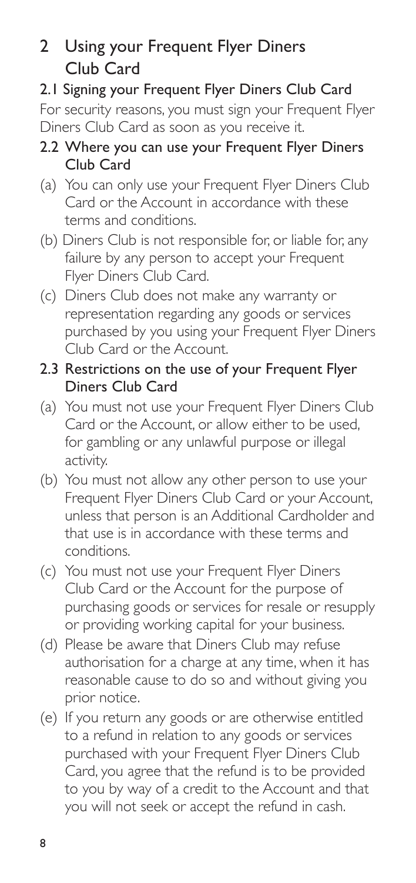## 2 Using your Frequent Flyer Diners Club Card

### 2.1 Signing your Frequent Flyer Diners Club Card

For security reasons, you must sign your Frequent Flyer Diners Club Card as soon as you receive it.

### 2.2 Where you can use your Frequent Flyer Diners Club Card

(a) You can only use your Frequent Flyer Diners Club Card or the Account in accordance with these terms and conditions.

(b) Diners Club is not responsible for, or liable for, any failure by any person to accept your Frequent Flyer Diners Club Card.

(c) Diners Club does not make any warranty or representation regarding any goods or services purchased by you using your Frequent Flyer Diners Club Card or the Account.

### 2.3 Restrictions on the use of your Frequent Flyer Diners Club Card

(a) You must not use your Frequent Flyer Diners Club Card or the Account, or allow either to be used, for gambling or any unlawful purpose or illegal activity.

(b) You must not allow any other person to use your Frequent Flyer Diners Club Card or your Account, unless that person is an Additional Cardholder and that use is in accordance with these terms and conditions.

(c) You must not use your Frequent Flyer Diners Club Card or the Account for the purpose of purchasing goods or services for resale or resupply or providing working capital for your business.

(d) Please be aware that Diners Club may refuse authorisation for a charge at any time, when it has reasonable cause to do so and without giving you prior notice.

(e) If you return any goods or are otherwise entitled to a refund in relation to any goods or services purchased with your Frequent Flyer Diners Club Card, you agree that the refund is to be provided to you by way of a credit to the Account and that you will not seek or accept the refund in cash.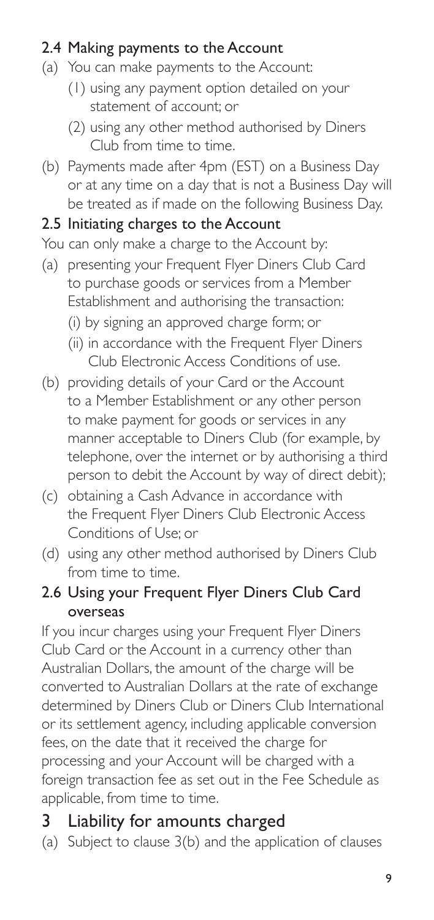### 2.4 Making payments to the Account

(a) You can make payments to the Account:

   (1) using any payment option detailed on your statement of account; or

   (2) using any other method authorised by Diners Club from time to time.

(b) Payments made after 4pm (EST) on a Business Day or at any time on a day that is not a Business Day will be treated as if made on the following Business Day.

### 2.5 Initiating charges to the Account

You can only make a charge to the Account by:

(a) presenting your Frequent Flyer Diners Club Card to purchase goods or services from a Member Establishment and authorising the transaction:

   (i) by signing an approved charge form; or

   (ii) in accordance with the Frequent Flyer Diners Club Electronic Access Conditions of use.

(b) providing details of your Card or the Account to a Member Establishment or any other person to make payment for goods or services in any manner acceptable to Diners Club (for example, by telephone, over the internet or by authorising a third person to debit the Account by way of direct debit);

(c) obtaining a Cash Advance in accordance with the Frequent Flyer Diners Club Electronic Access Conditions of Use; or

(d) using any other method authorised by Diners Club from time to time.

### 2.6 Using your Frequent Flyer Diners Club Card overseas

If you incur charges using your Frequent Flyer Diners Club Card or the Account in a currency other than Australian Dollars, the amount of the charge will be converted to Australian Dollars at the rate of exchange determined by Diners Club or Diners Club International or its settlement agency, including applicable conversion fees, on the date that it received the charge for processing and your Account will be charged with a foreign transaction fee as set out in the Fee Schedule as applicable, from time to time.

## 3 Liability for amounts charged

(a) Subject to clause 3(b) and the application of clauses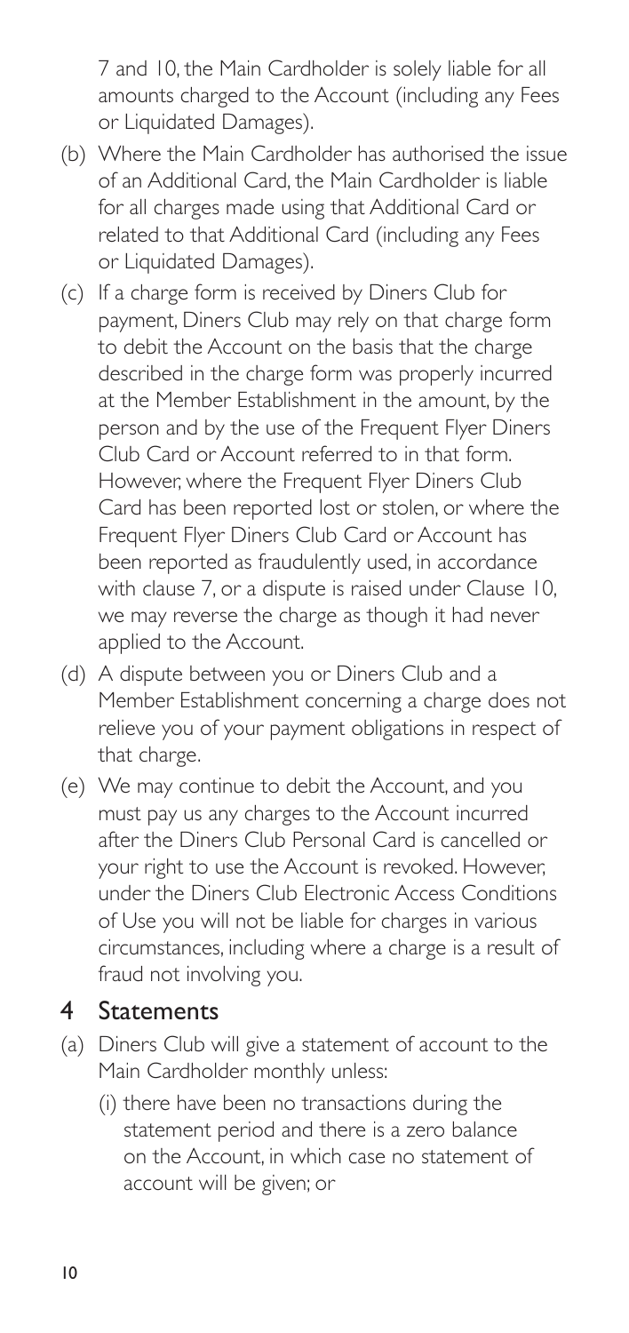7 and 10, the Main Cardholder is solely liable for all amounts charged to the Account (including any Fees or Liquidated Damages).

(b) Where the Main Cardholder has authorised the issue of an Additional Card, the Main Cardholder is liable for all charges made using that Additional Card or related to that Additional Card (including any Fees or Liquidated Damages).

(c) If a charge form is received by Diners Club for payment, Diners Club may rely on that charge form to debit the Account on the basis that the charge described in the charge form was properly incurred at the Member Establishment in the amount, by the person and by the use of the Frequent Flyer Diners Club Card or Account referred to in that form. However, where the Frequent Flyer Diners Club Card has been reported lost or stolen, or where the Frequent Flyer Diners Club Card or Account has been reported as fraudulently used, in accordance with clause 7, or a dispute is raised under Clause 10, we may reverse the charge as though it had never applied to the Account.

(d) A dispute between you or Diners Club and a Member Establishment concerning a charge does not relieve you of your payment obligations in respect of that charge.

(e) We may continue to debit the Account, and you must pay us any charges to the Account incurred after the Diners Club Personal Card is cancelled or your right to use the Account is revoked. However, under the Diners Club Electronic Access Conditions of Use you will not be liable for charges in various circumstances, including where a charge is a result of fraud not involving you.

## 4 Statements

(a) Diners Club will give a statement of account to the Main Cardholder monthly unless:

   (i) there have been no transactions during the statement period and there is a zero balance on the Account, in which case no statement of account will be given; or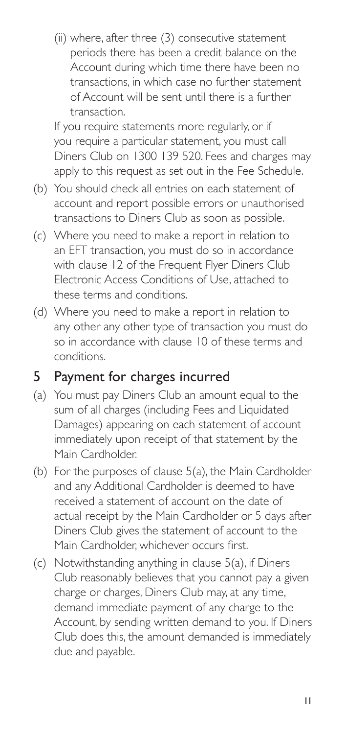(ii) where, after three (3) consecutive statement periods there has been a credit balance on the Account during which time there have been no transactions, in which case no further statement of Account will be sent until there is a further transaction.

If you require statements more regularly, or if you require a particular statement, you must call Diners Club on 1300 139 520. Fees and charges may apply to this request as set out in the Fee Schedule.

(b) You should check all entries on each statement of account and report possible errors or unauthorised transactions to Diners Club as soon as possible.

(c) Where you need to make a report in relation to an EFT transaction, you must do so in accordance with clause 12 of the Frequent Flyer Diners Club Electronic Access Conditions of Use, attached to these terms and conditions.

(d) Where you need to make a report in relation to any other any other type of transaction you must do so in accordance with clause 10 of these terms and conditions.

## 5 Payment for charges incurred

(a) You must pay Diners Club an amount equal to the sum of all charges (including Fees and Liquidated Damages) appearing on each statement of account immediately upon receipt of that statement by the Main Cardholder.

(b) For the purposes of clause 5(a), the Main Cardholder and any Additional Cardholder is deemed to have received a statement of account on the date of actual receipt by the Main Cardholder or 5 days after Diners Club gives the statement of account to the Main Cardholder, whichever occurs first.

(c) Notwithstanding anything in clause 5(a), if Diners Club reasonably believes that you cannot pay a given charge or charges, Diners Club may, at any time, demand immediate payment of any charge to the Account, by sending written demand to you. If Diners Club does this, the amount demanded is immediately due and payable.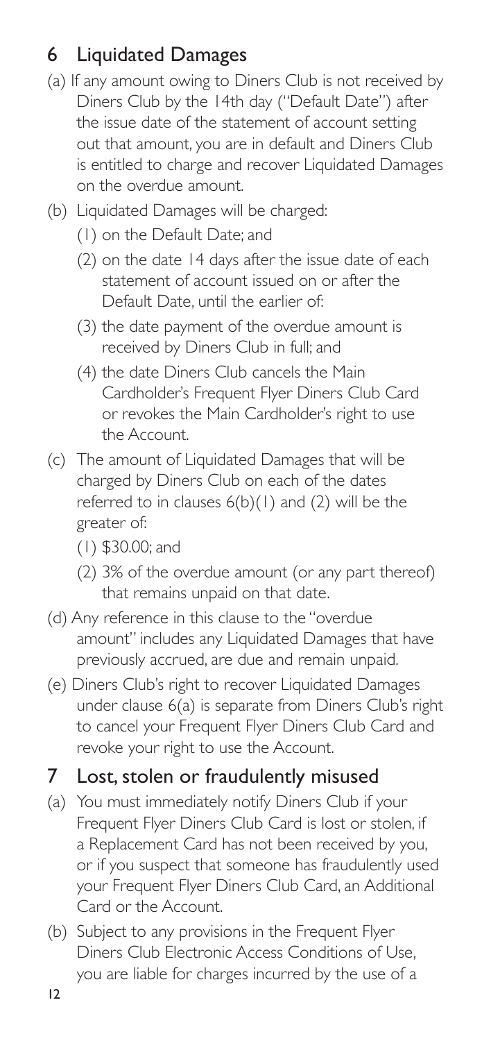## 6 Liquidated Damages

(a) If any amount owing to Diners Club is not received by Diners Club by the 14th day ("Default Date") after the issue date of the statement of account setting out that amount, you are in default and Diners Club is entitled to charge and recover Liquidated Damages on the overdue amount.

(b) Liquidated Damages will be charged:

  (1) on the Default Date; and

  (2) on the date 14 days after the issue date of each statement of account issued on or after the Default Date, until the earlier of:

  (3) the date payment of the overdue amount is received by Diners Club in full; and

  (4) the date Diners Club cancels the Main Cardholder's Frequent Flyer Diners Club Card or revokes the Main Cardholder's right to use the Account.

(c) The amount of Liquidated Damages that will be charged by Diners Club on each of the dates referred to in clauses 6(b)(1) and (2) will be the greater of:

  (1) $30.00; and

  (2) 3% of the overdue amount (or any part thereof) that remains unpaid on that date.

(d) Any reference in this clause to the "overdue amount" includes any Liquidated Damages that have previously accrued, are due and remain unpaid.

(e) Diners Club's right to recover Liquidated Damages under clause 6(a) is separate from Diners Club's right to cancel your Frequent Flyer Diners Club Card and revoke your right to use the Account.

## 7 Lost, stolen or fraudulently misused

(a) You must immediately notify Diners Club if your Frequent Flyer Diners Club Card is lost or stolen, if a Replacement Card has not been received by you, or if you suspect that someone has fraudulently used your Frequent Flyer Diners Club Card, an Additional Card or the Account.

(b) Subject to any provisions in the Frequent Flyer Diners Club Electronic Access Conditions of Use, you are liable for charges incurred by the use of a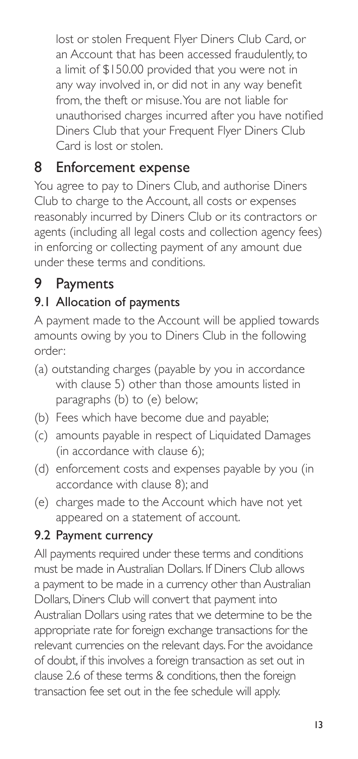lost or stolen Frequent Flyer Diners Club Card, or an Account that has been accessed fraudulently, to a limit of $150.00 provided that you were not in any way involved in, or did not in any way benefit from, the theft or misuse. You are not liable for unauthorised charges incurred after you have notified Diners Club that your Frequent Flyer Diners Club Card is lost or stolen.

## 8 Enforcement expense

You agree to pay to Diners Club, and authorise Diners Club to charge to the Account, all costs or expenses reasonably incurred by Diners Club or its contractors or agents (including all legal costs and collection agency fees) in enforcing or collecting payment of any amount due under these terms and conditions.

## 9 Payments

### 9.1 Allocation of payments

A payment made to the Account will be applied towards amounts owing by you to Diners Club in the following order:

(a) outstanding charges (payable by you in accordance with clause 5) other than those amounts listed in paragraphs (b) to (e) below;

(b) Fees which have become due and payable;

(c) amounts payable in respect of Liquidated Damages (in accordance with clause 6);

(d) enforcement costs and expenses payable by you (in accordance with clause 8); and

(e) charges made to the Account which have not yet appeared on a statement of account.

### 9.2 Payment currency

All payments required under these terms and conditions must be made in Australian Dollars. If Diners Club allows a payment to be made in a currency other than Australian Dollars, Diners Club will convert that payment into Australian Dollars using rates that we determine to be the appropriate rate for foreign exchange transactions for the relevant currencies on the relevant days. For the avoidance of doubt, if this involves a foreign transaction as set out in clause 2.6 of these terms & conditions, then the foreign transaction fee set out in the fee schedule will apply.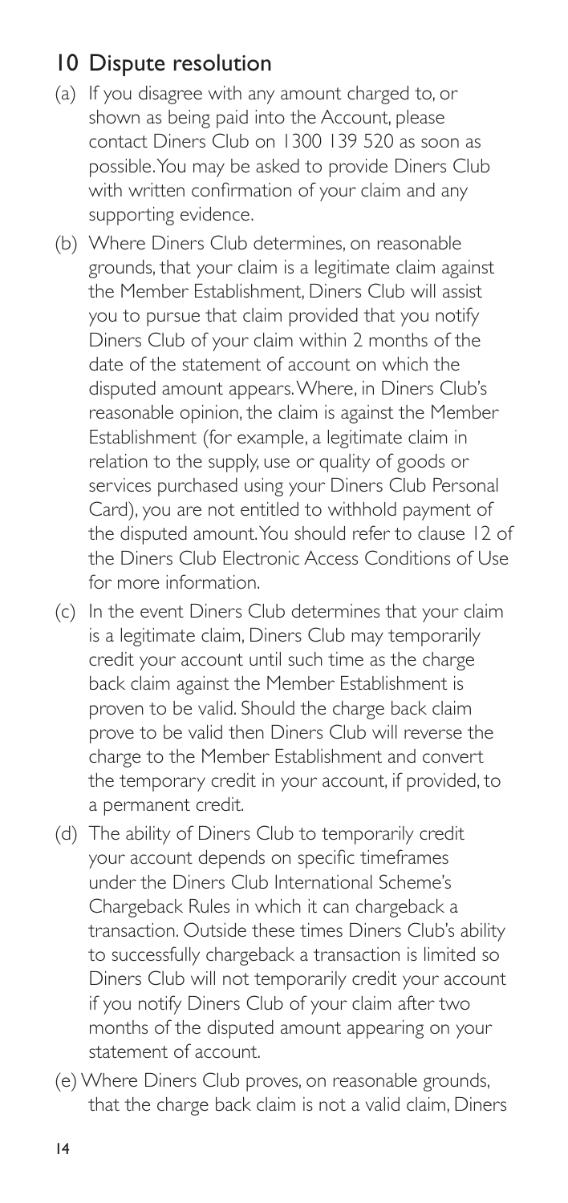## 10 Dispute resolution

(a) If you disagree with any amount charged to, or shown as being paid into the Account, please contact Diners Club on 1300 139 520 as soon as possible. You may be asked to provide Diners Club with written confirmation of your claim and any supporting evidence.

(b) Where Diners Club determines, on reasonable grounds, that your claim is a legitimate claim against the Member Establishment, Diners Club will assist you to pursue that claim provided that you notify Diners Club of your claim within 2 months of the date of the statement of account on which the disputed amount appears. Where, in Diners Club's reasonable opinion, the claim is against the Member Establishment (for example, a legitimate claim in relation to the supply, use or quality of goods or services purchased using your Diners Club Personal Card), you are not entitled to withhold payment of the disputed amount. You should refer to clause 12 of the Diners Club Electronic Access Conditions of Use for more information.

(c) In the event Diners Club determines that your claim is a legitimate claim, Diners Club may temporarily credit your account until such time as the charge back claim against the Member Establishment is proven to be valid. Should the charge back claim prove to be valid then Diners Club will reverse the charge to the Member Establishment and convert the temporary credit in your account, if provided, to a permanent credit.

(d) The ability of Diners Club to temporarily credit your account depends on specific timeframes under the Diners Club International Scheme's Chargeback Rules in which it can chargeback a transaction. Outside these times Diners Club's ability to successfully chargeback a transaction is limited so Diners Club will not temporarily credit your account if you notify Diners Club of your claim after two months of the disputed amount appearing on your statement of account.

(e) Where Diners Club proves, on reasonable grounds, that the charge back claim is not a valid claim, Diners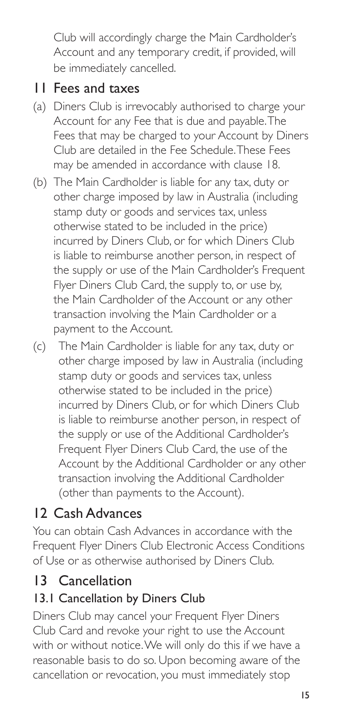Club will accordingly charge the Main Cardholder's Account and any temporary credit, if provided, will be immediately cancelled.

## 11 Fees and taxes

(a) Diners Club is irrevocably authorised to charge your Account for any Fee that is due and payable. The Fees that may be charged to your Account by Diners Club are detailed in the Fee Schedule. These Fees may be amended in accordance with clause 18.

(b) The Main Cardholder is liable for any tax, duty or other charge imposed by law in Australia (including stamp duty or goods and services tax, unless otherwise stated to be included in the price) incurred by Diners Club, or for which Diners Club is liable to reimburse another person, in respect of the supply or use of the Main Cardholder's Frequent Flyer Diners Club Card, the supply to, or use by, the Main Cardholder of the Account or any other transaction involving the Main Cardholder or a payment to the Account.

(c) The Main Cardholder is liable for any tax, duty or other charge imposed by law in Australia (including stamp duty or goods and services tax, unless otherwise stated to be included in the price) incurred by Diners Club, or for which Diners Club is liable to reimburse another person, in respect of the supply or use of the Additional Cardholder's Frequent Flyer Diners Club Card, the use of the Account by the Additional Cardholder or any other transaction involving the Additional Cardholder (other than payments to the Account).

## 12 Cash Advances

You can obtain Cash Advances in accordance with the Frequent Flyer Diners Club Electronic Access Conditions of Use or as otherwise authorised by Diners Club.

## 13 Cancellation

### 13.1 Cancellation by Diners Club

Diners Club may cancel your Frequent Flyer Diners Club Card and revoke your right to use the Account with or without notice. We will only do this if we have a reasonable basis to do so. Upon becoming aware of the cancellation or revocation, you must immediately stop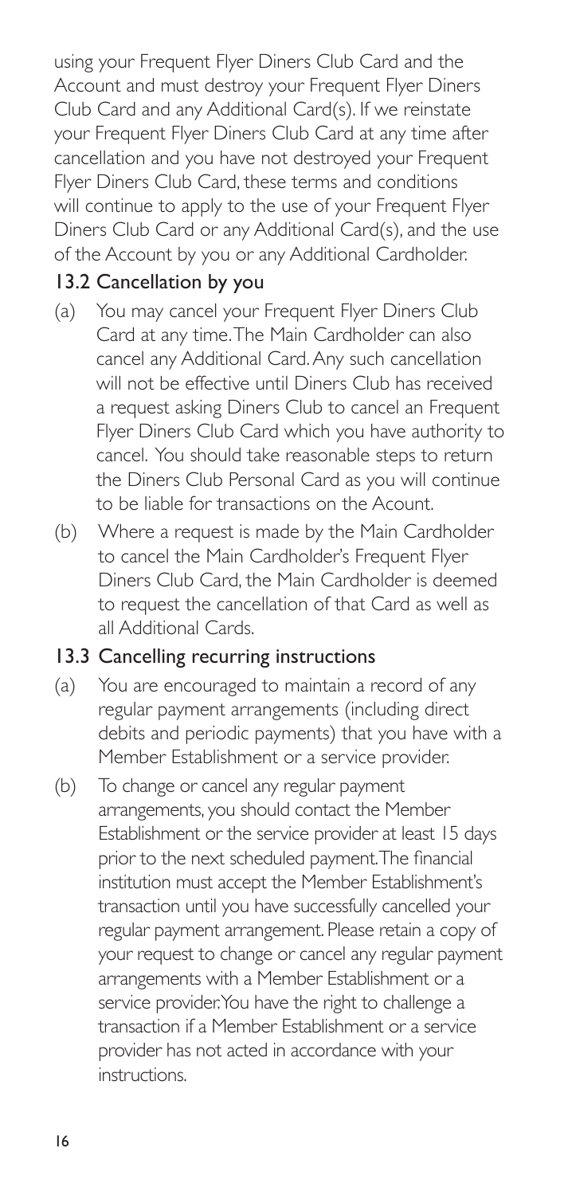using your Frequent Flyer Diners Club Card and the Account and must destroy your Frequent Flyer Diners Club Card and any Additional Card(s). If we reinstate your Frequent Flyer Diners Club Card at any time after cancellation and you have not destroyed your Frequent Flyer Diners Club Card, these terms and conditions will continue to apply to the use of your Frequent Flyer Diners Club Card or any Additional Card(s), and the use of the Account by you or any Additional Cardholder.

### 13.2 Cancellation by you

(a) You may cancel your Frequent Flyer Diners Club Card at any time. The Main Cardholder can also cancel any Additional Card. Any such cancellation will not be effective until Diners Club has received a request asking Diners Club to cancel an Frequent Flyer Diners Club Card which you have authority to cancel. You should take reasonable steps to return the Diners Club Personal Card as you will continue to be liable for transactions on the Acount.

(b) Where a request is made by the Main Cardholder to cancel the Main Cardholder's Frequent Flyer Diners Club Card, the Main Cardholder is deemed to request the cancellation of that Card as well as all Additional Cards.

### 13.3 Cancelling recurring instructions

(a) You are encouraged to maintain a record of any regular payment arrangements (including direct debits and periodic payments) that you have with a Member Establishment or a service provider.

(b) To change or cancel any regular payment arrangements, you should contact the Member Establishment or the service provider at least 15 days prior to the next scheduled payment. The financial institution must accept the Member Establishment's transaction until you have successfully cancelled your regular payment arrangement. Please retain a copy of your request to change or cancel any regular payment arrangements with a Member Establishment or a service provider. You have the right to challenge a transaction if a Member Establishment or a service provider has not acted in accordance with your instructions.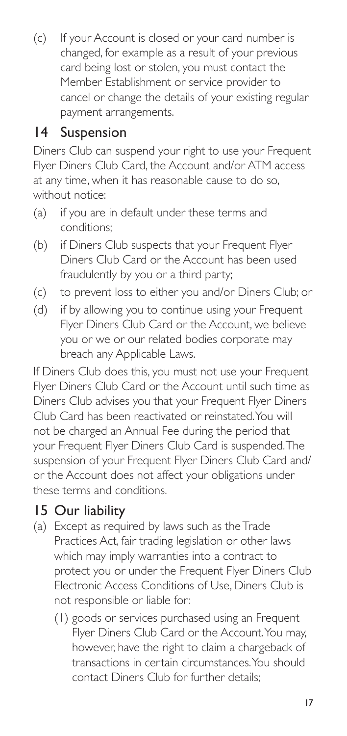(c) If your Account is closed or your card number is changed, for example as a result of your previous card being lost or stolen, you must contact the Member Establishment or service provider to cancel or change the details of your existing regular payment arrangements.

## 14 Suspension

Diners Club can suspend your right to use your Frequent Flyer Diners Club Card, the Account and/or ATM access at any time, when it has reasonable cause to do so, without notice:

(a) if you are in default under these terms and conditions;

(b) if Diners Club suspects that your Frequent Flyer Diners Club Card or the Account has been used fraudulently by you or a third party;

(c) to prevent loss to either you and/or Diners Club; or

(d) if by allowing you to continue using your Frequent Flyer Diners Club Card or the Account, we believe you or we or our related bodies corporate may breach any Applicable Laws.

If Diners Club does this, you must not use your Frequent Flyer Diners Club Card or the Account until such time as Diners Club advises you that your Frequent Flyer Diners Club Card has been reactivated or reinstated. You will not be charged an Annual Fee during the period that your Frequent Flyer Diners Club Card is suspended. The suspension of your Frequent Flyer Diners Club Card and/ or the Account does not affect your obligations under these terms and conditions.

## 15 Our liability

(a) Except as required by laws such as the Trade Practices Act, fair trading legislation or other laws which may imply warranties into a contract to protect you or under the Frequent Flyer Diners Club Electronic Access Conditions of Use, Diners Club is not responsible or liable for:

   (1) goods or services purchased using an Frequent Flyer Diners Club Card or the Account. You may, however, have the right to claim a chargeback of transactions in certain circumstances. You should contact Diners Club for further details;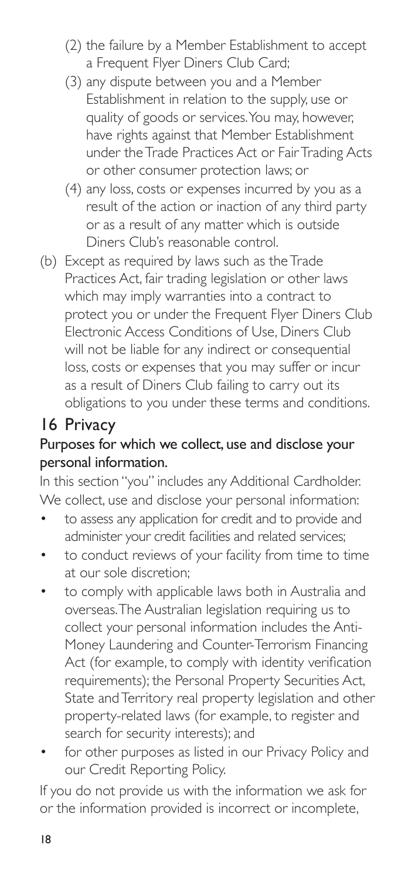(2) the failure by a Member Establishment to accept a Frequent Flyer Diners Club Card;

(3) any dispute between you and a Member Establishment in relation to the supply, use or quality of goods or services. You may, however, have rights against that Member Establishment under the Trade Practices Act or Fair Trading Acts or other consumer protection laws; or

(4) any loss, costs or expenses incurred by you as a result of the action or inaction of any third party or as a result of any matter which is outside Diners Club's reasonable control.

(b) Except as required by laws such as the Trade Practices Act, fair trading legislation or other laws which may imply warranties into a contract to protect you or under the Frequent Flyer Diners Club Electronic Access Conditions of Use, Diners Club will not be liable for any indirect or consequential loss, costs or expenses that you may suffer or incur as a result of Diners Club failing to carry out its obligations to you under these terms and conditions.

## 16 Privacy

### Purposes for which we collect, use and disclose your personal information.

In this section "you" includes any Additional Cardholder. We collect, use and disclose your personal information:

- to assess any application for credit and to provide and administer your credit facilities and related services;
- to conduct reviews of your facility from time to time at our sole discretion;
- to comply with applicable laws both in Australia and overseas. The Australian legislation requiring us to collect your personal information includes the Anti-Money Laundering and Counter-Terrorism Financing Act (for example, to comply with identity verification requirements); the Personal Property Securities Act, State and Territory real property legislation and other property-related laws (for example, to register and search for security interests); and
- for other purposes as listed in our Privacy Policy and our Credit Reporting Policy.

If you do not provide us with the information we ask for or the information provided is incorrect or incomplete,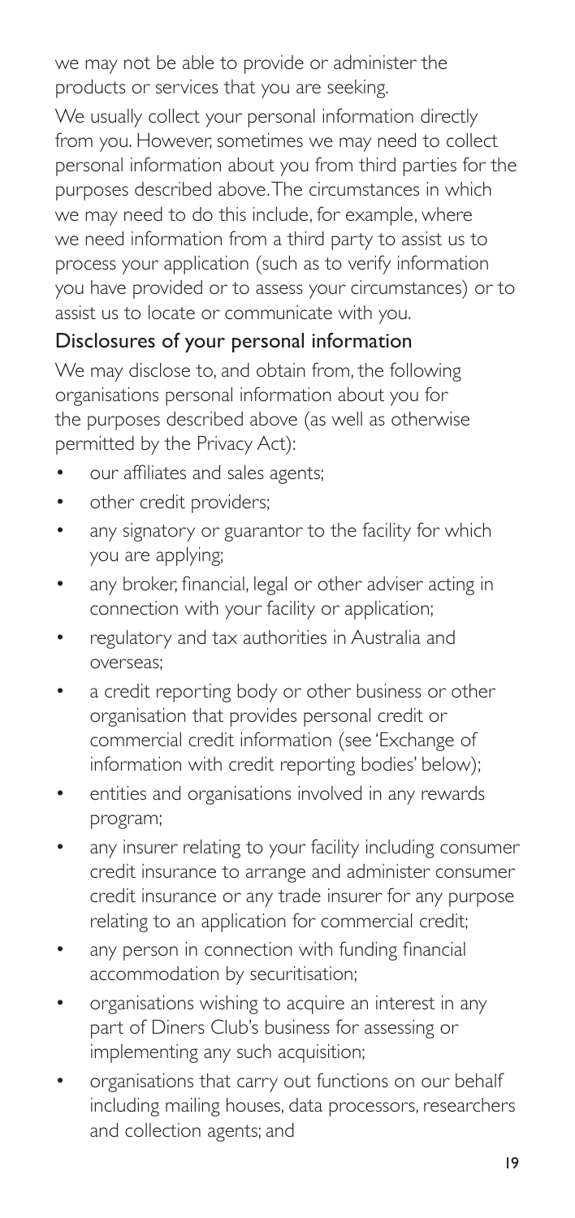we may not be able to provide or administer the products or services that you are seeking.

We usually collect your personal information directly from you. However, sometimes we may need to collect personal information about you from third parties for the purposes described above. The circumstances in which we may need to do this include, for example, where we need information from a third party to assist us to process your application (such as to verify information you have provided or to assess your circumstances) or to assist us to locate or communicate with you.

## Disclosures of your personal information

We may disclose to, and obtain from, the following organisations personal information about you for the purposes described above (as well as otherwise permitted by the Privacy Act):

- our affiliates and sales agents;
- other credit providers;
- any signatory or guarantor to the facility for which you are applying;
- any broker, financial, legal or other adviser acting in connection with your facility or application;
- regulatory and tax authorities in Australia and overseas;
- a credit reporting body or other business or other organisation that provides personal credit or commercial credit information (see 'Exchange of information with credit reporting bodies' below);
- entities and organisations involved in any rewards program;
- any insurer relating to your facility including consumer credit insurance to arrange and administer consumer credit insurance or any trade insurer for any purpose relating to an application for commercial credit;
- any person in connection with funding financial accommodation by securitisation;
- organisations wishing to acquire an interest in any part of Diners Club's business for assessing or implementing any such acquisition;
- organisations that carry out functions on our behalf including mailing houses, data processors, researchers and collection agents; and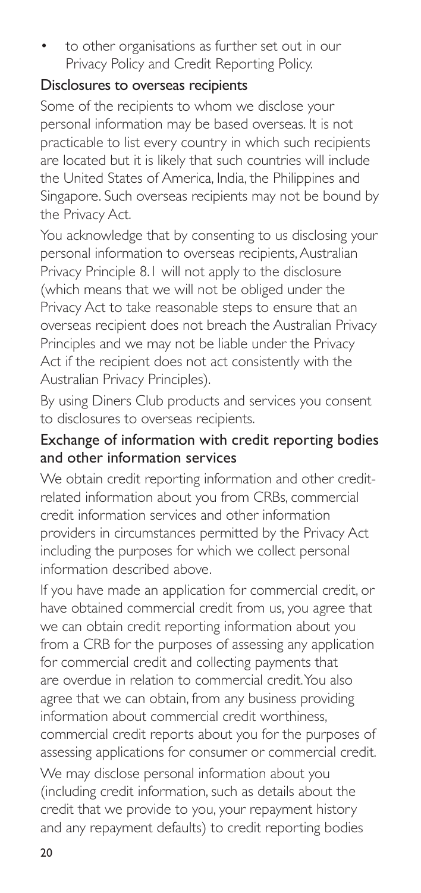- to other organisations as further set out in our Privacy Policy and Credit Reporting Policy.

## Disclosures to overseas recipients

Some of the recipients to whom we disclose your personal information may be based overseas. It is not practicable to list every country in which such recipients are located but it is likely that such countries will include the United States of America, India, the Philippines and Singapore. Such overseas recipients may not be bound by the Privacy Act.

You acknowledge that by consenting to us disclosing your personal information to overseas recipients, Australian Privacy Principle 8.1 will not apply to the disclosure (which means that we will not be obliged under the Privacy Act to take reasonable steps to ensure that an overseas recipient does not breach the Australian Privacy Principles and we may not be liable under the Privacy Act if the recipient does not act consistently with the Australian Privacy Principles).

By using Diners Club products and services you consent to disclosures to overseas recipients.

## Exchange of information with credit reporting bodies and other information services

We obtain credit reporting information and other credit-related information about you from CRBs, commercial credit information services and other information providers in circumstances permitted by the Privacy Act including the purposes for which we collect personal information described above.

If you have made an application for commercial credit, or have obtained commercial credit from us, you agree that we can obtain credit reporting information about you from a CRB for the purposes of assessing any application for commercial credit and collecting payments that are overdue in relation to commercial credit. You also agree that we can obtain, from any business providing information about commercial credit worthiness, commercial credit reports about you for the purposes of assessing applications for consumer or commercial credit.

We may disclose personal information about you (including credit information, such as details about the credit that we provide to you, your repayment history and any repayment defaults) to credit reporting bodies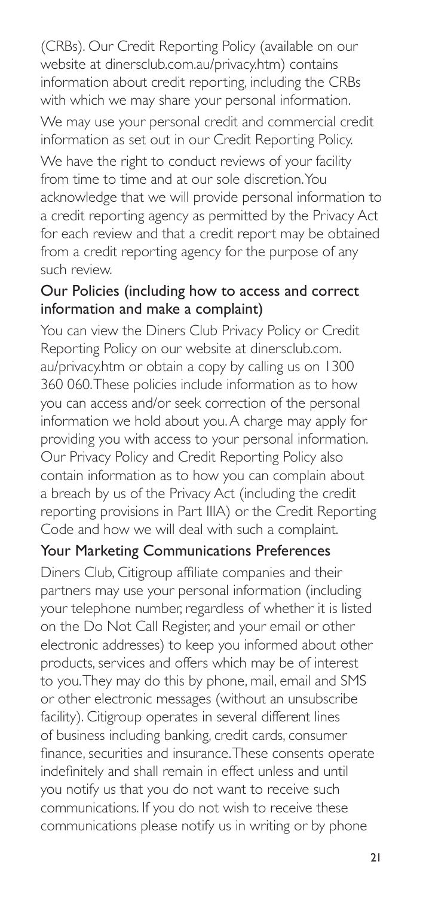(CRBs). Our Credit Reporting Policy (available on our website at dinersclub.com.au/privacy.htm) contains information about credit reporting, including the CRBs with which we may share your personal information.

We may use your personal credit and commercial credit information as set out in our Credit Reporting Policy.

We have the right to conduct reviews of your facility from time to time and at our sole discretion. You acknowledge that we will provide personal information to a credit reporting agency as permitted by the Privacy Act for each review and that a credit report may be obtained from a credit reporting agency for the purpose of any such review.

### Our Policies (including how to access and correct information and make a complaint)

You can view the Diners Club Privacy Policy or Credit Reporting Policy on our website at dinersclub.com.au/privacy.htm or obtain a copy by calling us on 1300 360 060. These policies include information as to how you can access and/or seek correction of the personal information we hold about you. A charge may apply for providing you with access to your personal information. Our Privacy Policy and Credit Reporting Policy also contain information as to how you can complain about a breach by us of the Privacy Act (including the credit reporting provisions in Part IIIA) or the Credit Reporting Code and how we will deal with such a complaint.

### Your Marketing Communications Preferences

Diners Club, Citigroup affiliate companies and their partners may use your personal information (including your telephone number, regardless of whether it is listed on the Do Not Call Register, and your email or other electronic addresses) to keep you informed about other products, services and offers which may be of interest to you. They may do this by phone, mail, email and SMS or other electronic messages (without an unsubscribe facility). Citigroup operates in several different lines of business including banking, credit cards, consumer finance, securities and insurance. These consents operate indefinitely and shall remain in effect unless and until you notify us that you do not want to receive such communications. If you do not wish to receive these communications please notify us in writing or by phone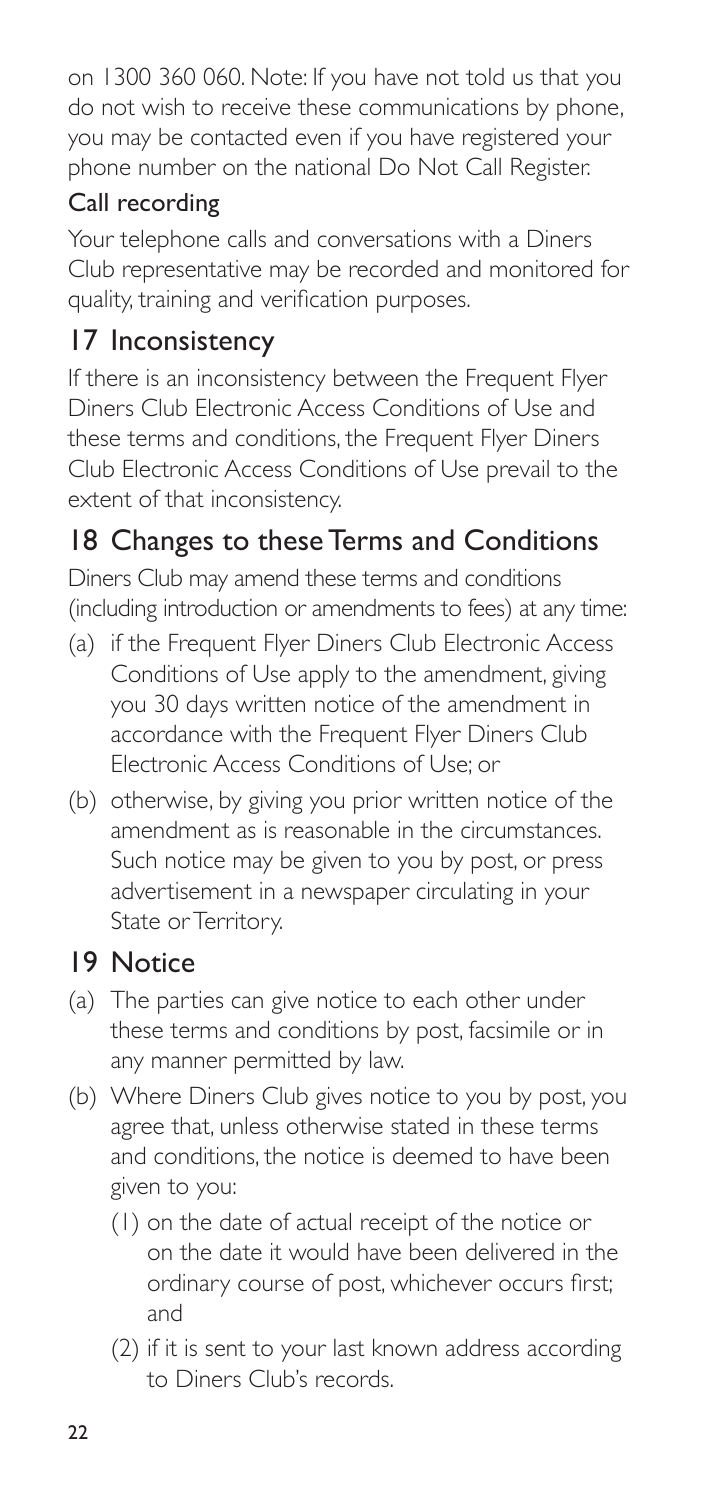on 1300 360 060. Note: If you have not told us that you do not wish to receive these communications by phone, you may be contacted even if you have registered your phone number on the national Do Not Call Register.

### Call recording

Your telephone calls and conversations with a Diners Club representative may be recorded and monitored for quality, training and verification purposes.

## 17 Inconsistency

If there is an inconsistency between the Frequent Flyer Diners Club Electronic Access Conditions of Use and these terms and conditions, the Frequent Flyer Diners Club Electronic Access Conditions of Use prevail to the extent of that inconsistency.

## 18 Changes to these Terms and Conditions

Diners Club may amend these terms and conditions (including introduction or amendments to fees) at any time:

(a) if the Frequent Flyer Diners Club Electronic Access Conditions of Use apply to the amendment, giving you 30 days written notice of the amendment in accordance with the Frequent Flyer Diners Club Electronic Access Conditions of Use; or

(b) otherwise, by giving you prior written notice of the amendment as is reasonable in the circumstances. Such notice may be given to you by post, or press advertisement in a newspaper circulating in your State or Territory.

## 19 Notice

(a) The parties can give notice to each other under these terms and conditions by post, facsimile or in any manner permitted by law.

(b) Where Diners Club gives notice to you by post, you agree that, unless otherwise stated in these terms and conditions, the notice is deemed to have been given to you:

  (1) on the date of actual receipt of the notice or on the date it would have been delivered in the ordinary course of post, whichever occurs first; and

  (2) if it is sent to your last known address according to Diners Club's records.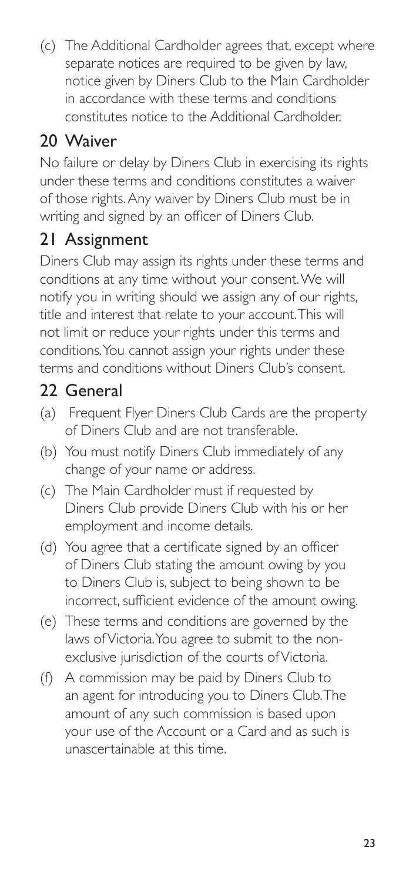(c) The Additional Cardholder agrees that, except where separate notices are required to be given by law, notice given by Diners Club to the Main Cardholder in accordance with these terms and conditions constitutes notice to the Additional Cardholder.

## 20 Waiver

No failure or delay by Diners Club in exercising its rights under these terms and conditions constitutes a waiver of those rights. Any waiver by Diners Club must be in writing and signed by an officer of Diners Club.

## 21 Assignment

Diners Club may assign its rights under these terms and conditions at any time without your consent. We will notify you in writing should we assign any of our rights, title and interest that relate to your account. This will not limit or reduce your rights under this terms and conditions. You cannot assign your rights under these terms and conditions without Diners Club's consent.

## 22 General

(a) Frequent Flyer Diners Club Cards are the property of Diners Club and are not transferable.

(b) You must notify Diners Club immediately of any change of your name or address.

(c) The Main Cardholder must if requested by Diners Club provide Diners Club with his or her employment and income details.

(d) You agree that a certificate signed by an officer of Diners Club stating the amount owing by you to Diners Club is, subject to being shown to be incorrect, sufficient evidence of the amount owing.

(e) These terms and conditions are governed by the laws of Victoria. You agree to submit to the non-exclusive jurisdiction of the courts of Victoria.

(f) A commission may be paid by Diners Club to an agent for introducing you to Diners Club. The amount of any such commission is based upon your use of the Account or a Card and as such is unascertainable at this time.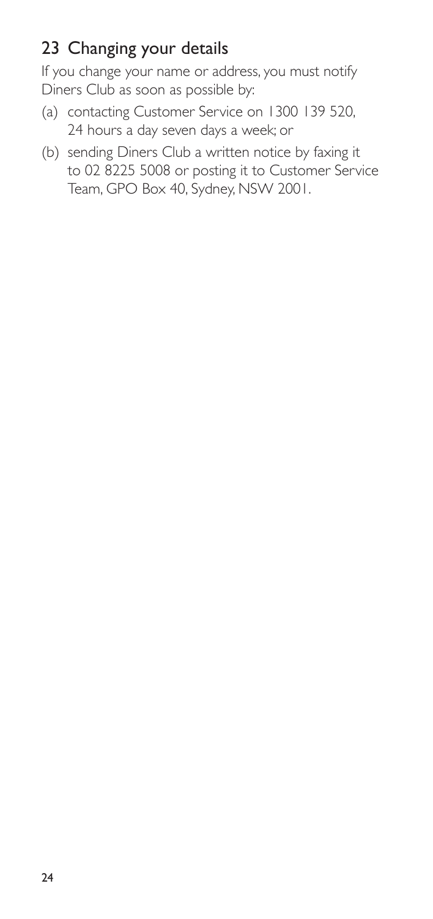## 23 Changing your details

If you change your name or address, you must notify Diners Club as soon as possible by:

(a) contacting Customer Service on 1300 139 520, 24 hours a day seven days a week; or

(b) sending Diners Club a written notice by faxing it to 02 8225 5008 or posting it to Customer Service Team, GPO Box 40, Sydney, NSW 2001.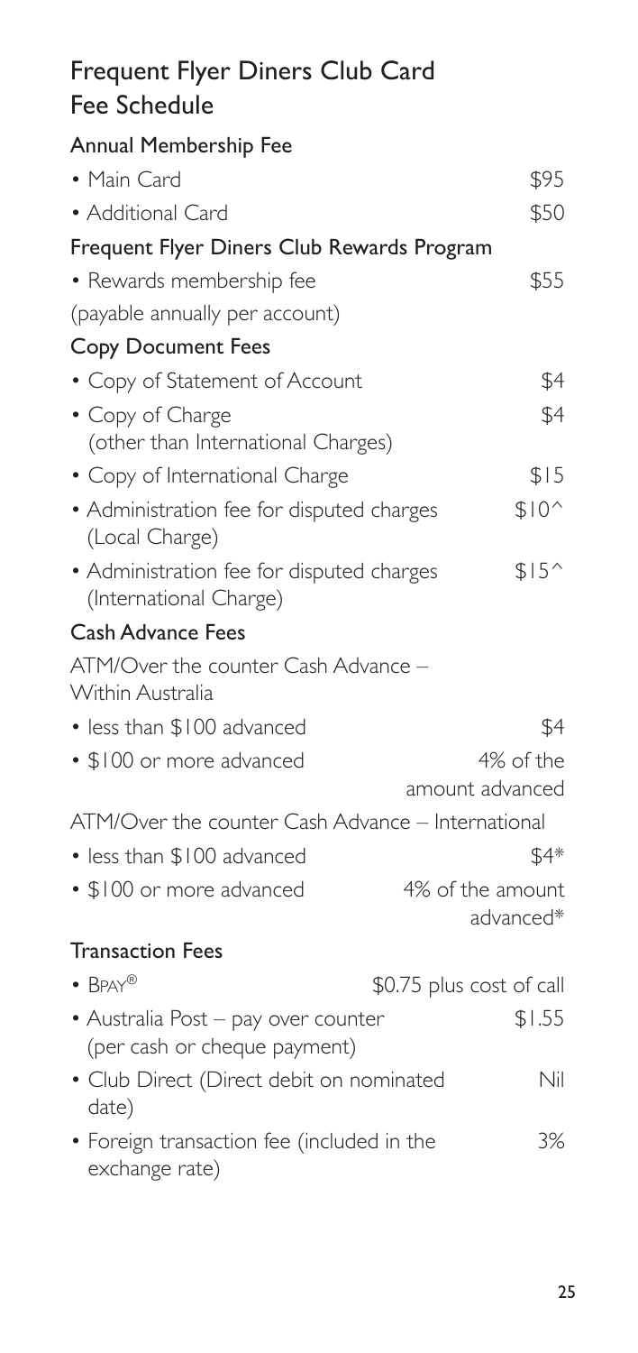# Frequent Flyer Diners Club Card Fee Schedule

| Annual Membership Fee | |
|---|---|
| • Main Card | $95 |
| • Additional Card | $50 |
| **Frequent Flyer Diners Club Rewards Program** | |
| • Rewards membership fee (payable annually per account) | $55 |
| **Copy Document Fees** | |
| • Copy of Statement of Account | $4 |
| • Copy of Charge (other than International Charges) | $4 |
| • Copy of International Charge | $15 |
| • Administration fee for disputed charges (Local Charge) | $10^ |
| • Administration fee for disputed charges (International Charge) | $15^ |
| **Cash Advance Fees** | |
| ATM/Over the counter Cash Advance – Within Australia | |
| • less than $100 advanced | $4 |
| • $100 or more advanced | 4% of the amount advanced |
| ATM/Over the counter Cash Advance – International | |
| • less than $100 advanced | $4* |
| • $100 or more advanced | 4% of the amount advanced* |
| **Transaction Fees** | |
| • BPAY® | $0.75 plus cost of call |
| • Australia Post – pay over counter (per cash or cheque payment) | $1.55 |
| • Club Direct (Direct debit on nominated date) | Nil |
| • Foreign transaction fee (included in the exchange rate) | 3% |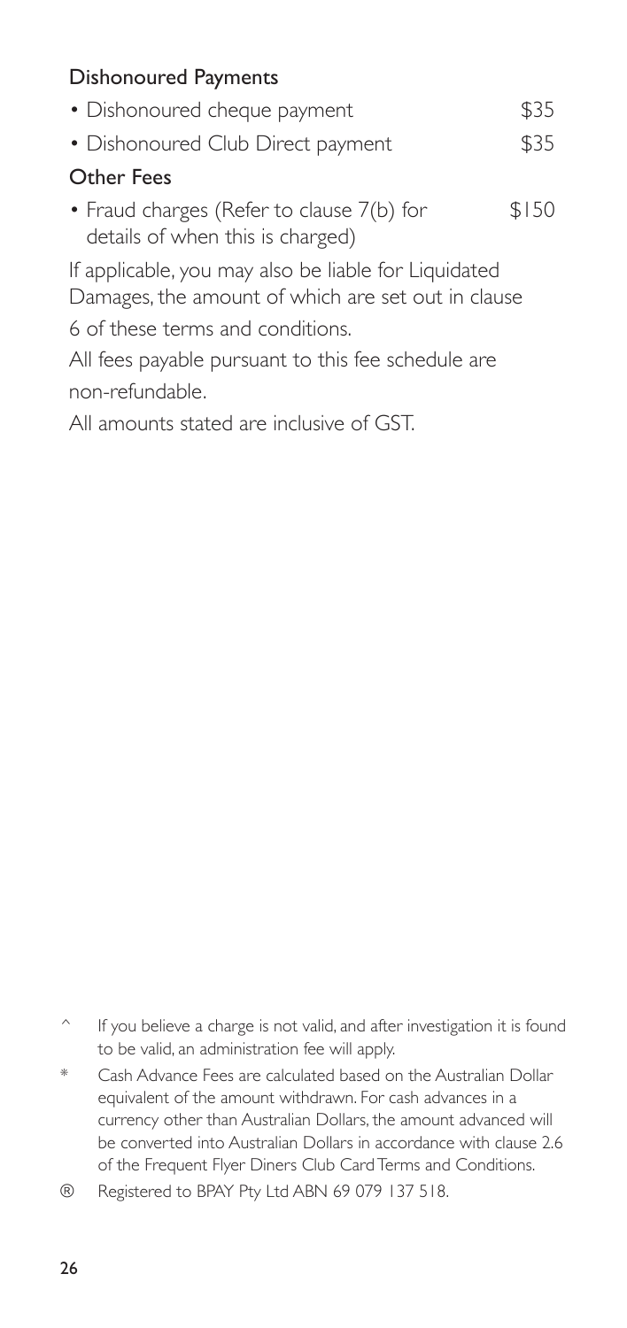### Dishonoured Payments

| | |
|---|---|
| • Dishonoured cheque payment | $35 |
| • Dishonoured Club Direct payment | $35 |

### Other Fees

| | |
|---|---|
| • Fraud charges (Refer to clause 7(b) for details of when this is charged) | $150 |

If applicable, you may also be liable for Liquidated Damages, the amount of which are set out in clause 6 of these terms and conditions.

All fees payable pursuant to this fee schedule are non-refundable.

All amounts stated are inclusive of GST.

^ If you believe a charge is not valid, and after investigation it is found to be valid, an administration fee will apply.

* Cash Advance Fees are calculated based on the Australian Dollar equivalent of the amount withdrawn. For cash advances in a currency other than Australian Dollars, the amount advanced will be converted into Australian Dollars in accordance with clause 2.6 of the Frequent Flyer Diners Club Card Terms and Conditions.

® Registered to BPAY Pty Ltd ABN 69 079 137 518.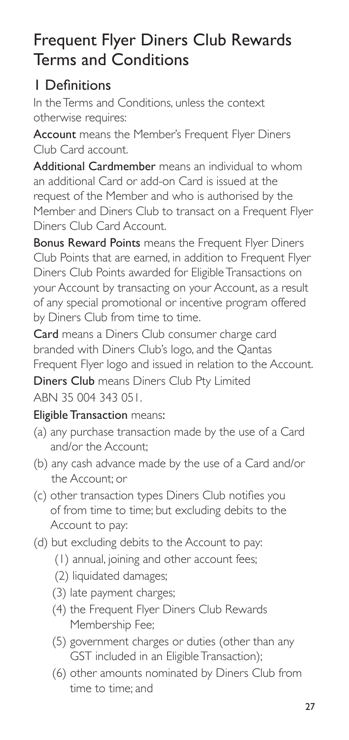# Frequent Flyer Diners Club Rewards Terms and Conditions

## 1 Definitions

In the Terms and Conditions, unless the context otherwise requires:

**Account** means the Member's Frequent Flyer Diners Club Card account.

**Additional Cardmember** means an individual to whom an additional Card or add-on Card is issued at the request of the Member and who is authorised by the Member and Diners Club to transact on a Frequent Flyer Diners Club Card Account.

**Bonus Reward Points** means the Frequent Flyer Diners Club Points that are earned, in addition to Frequent Flyer Diners Club Points awarded for Eligible Transactions on your Account by transacting on your Account, as a result of any special promotional or incentive program offered by Diners Club from time to time.

**Card** means a Diners Club consumer charge card branded with Diners Club's logo, and the Qantas Frequent Flyer logo and issued in relation to the Account.

**Diners Club** means Diners Club Pty Limited ABN 35 004 343 051.

**Eligible Transaction** means:

(a) any purchase transaction made by the use of a Card and/or the Account;

(b) any cash advance made by the use of a Card and/or the Account; or

(c) other transaction types Diners Club notifies you of from time to time; but excluding debits to the Account to pay:

(d) but excluding debits to the Account to pay:

  (1) annual, joining and other account fees;

  (2) liquidated damages;

  (3) late payment charges;

  (4) the Frequent Flyer Diners Club Rewards Membership Fee;

  (5) government charges or duties (other than any GST included in an Eligible Transaction);

  (6) other amounts nominated by Diners Club from time to time; and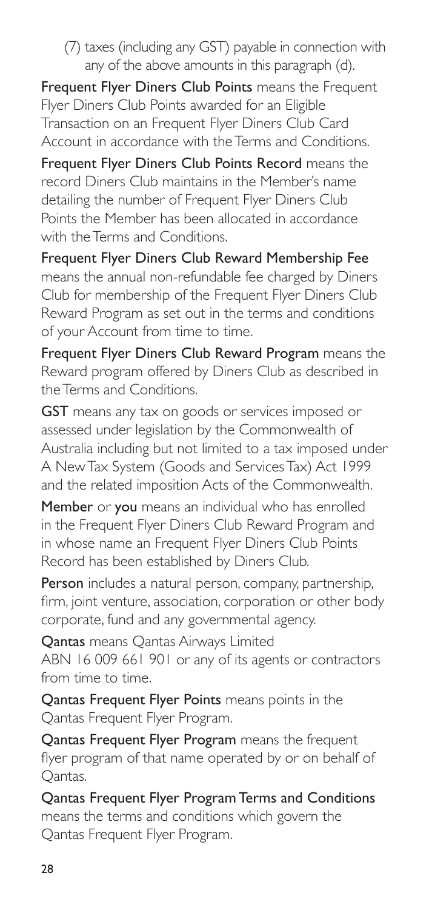(7) taxes (including any GST) payable in connection with any of the above amounts in this paragraph (d).

**Frequent Flyer Diners Club Points** means the Frequent Flyer Diners Club Points awarded for an Eligible Transaction on an Frequent Flyer Diners Club Card Account in accordance with the Terms and Conditions.

**Frequent Flyer Diners Club Points Record** means the record Diners Club maintains in the Member's name detailing the number of Frequent Flyer Diners Club Points the Member has been allocated in accordance with the Terms and Conditions.

**Frequent Flyer Diners Club Reward Membership Fee** means the annual non-refundable fee charged by Diners Club for membership of the Frequent Flyer Diners Club Reward Program as set out in the terms and conditions of your Account from time to time.

**Frequent Flyer Diners Club Reward Program** means the Reward program offered by Diners Club as described in the Terms and Conditions.

**GST** means any tax on goods or services imposed or assessed under legislation by the Commonwealth of Australia including but not limited to a tax imposed under A New Tax System (Goods and Services Tax) Act 1999 and the related imposition Acts of the Commonwealth.

**Member** or **you** means an individual who has enrolled in the Frequent Flyer Diners Club Reward Program and in whose name an Frequent Flyer Diners Club Points Record has been established by Diners Club.

**Person** includes a natural person, company, partnership, firm, joint venture, association, corporation or other body corporate, fund and any governmental agency.

**Qantas** means Qantas Airways Limited ABN 16 009 661 901 or any of its agents or contractors from time to time.

**Qantas Frequent Flyer Points** means points in the Qantas Frequent Flyer Program.

**Qantas Frequent Flyer Program** means the frequent flyer program of that name operated by or on behalf of Qantas.

**Qantas Frequent Flyer Program Terms and Conditions** means the terms and conditions which govern the Qantas Frequent Flyer Program.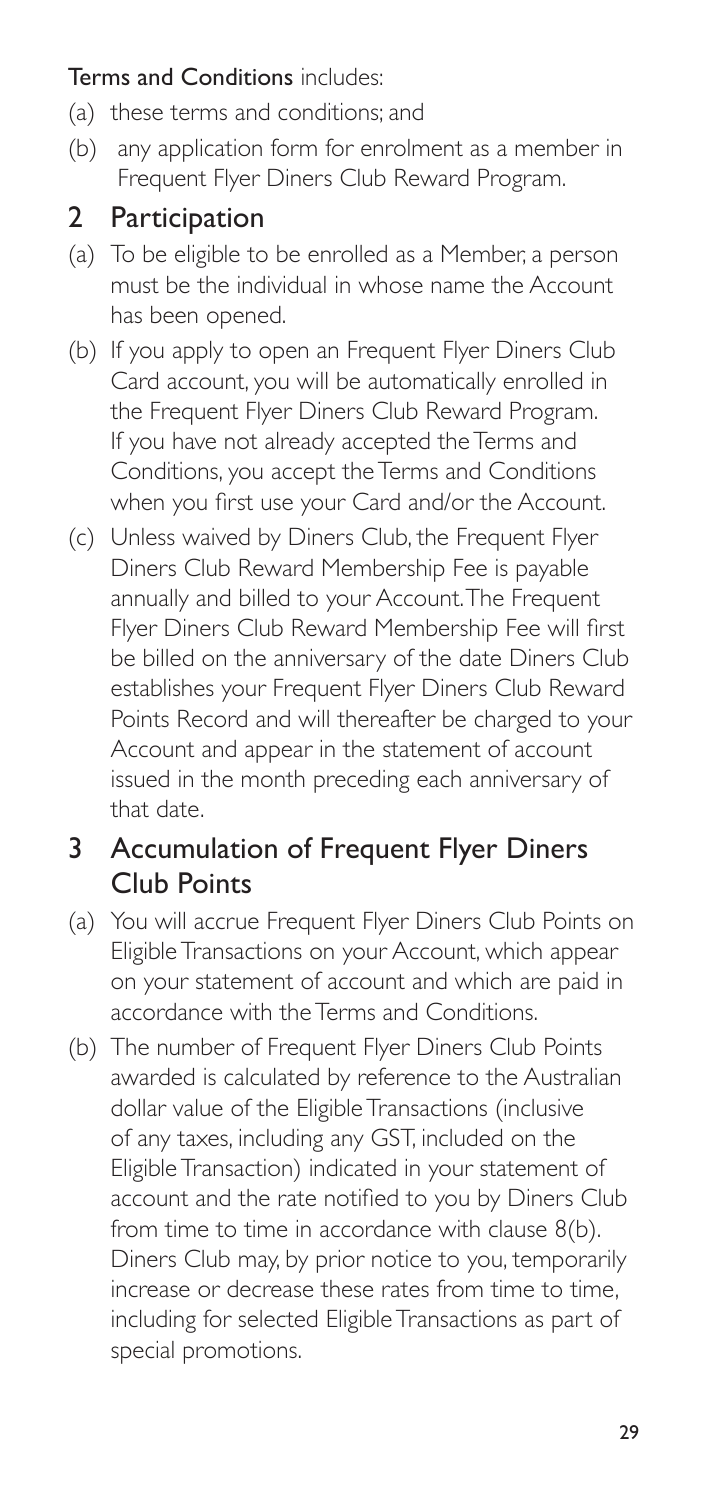**Terms and Conditions** includes:

(a) these terms and conditions; and

(b) any application form for enrolment as a member in Frequent Flyer Diners Club Reward Program.

## 2 Participation

(a) To be eligible to be enrolled as a Member, a person must be the individual in whose name the Account has been opened.

(b) If you apply to open an Frequent Flyer Diners Club Card account, you will be automatically enrolled in the Frequent Flyer Diners Club Reward Program. If you have not already accepted the Terms and Conditions, you accept the Terms and Conditions when you first use your Card and/or the Account.

(c) Unless waived by Diners Club, the Frequent Flyer Diners Club Reward Membership Fee is payable annually and billed to your Account. The Frequent Flyer Diners Club Reward Membership Fee will first be billed on the anniversary of the date Diners Club establishes your Frequent Flyer Diners Club Reward Points Record and will thereafter be charged to your Account and appear in the statement of account issued in the month preceding each anniversary of that date.

## 3 Accumulation of Frequent Flyer Diners Club Points

(a) You will accrue Frequent Flyer Diners Club Points on Eligible Transactions on your Account, which appear on your statement of account and which are paid in accordance with the Terms and Conditions.

(b) The number of Frequent Flyer Diners Club Points awarded is calculated by reference to the Australian dollar value of the Eligible Transactions (inclusive of any taxes, including any GST, included on the Eligible Transaction) indicated in your statement of account and the rate notified to you by Diners Club from time to time in accordance with clause 8(b). Diners Club may, by prior notice to you, temporarily increase or decrease these rates from time to time, including for selected Eligible Transactions as part of special promotions.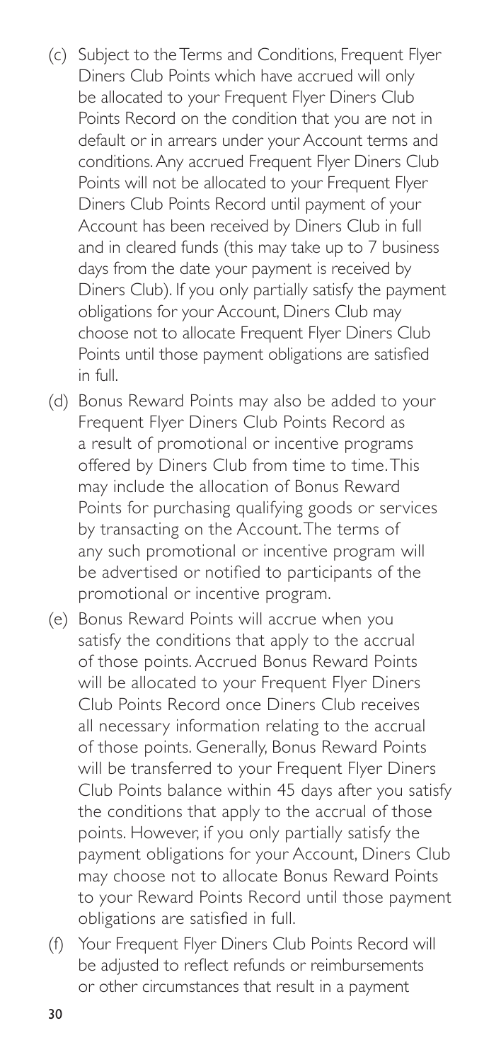(c) Subject to the Terms and Conditions, Frequent Flyer Diners Club Points which have accrued will only be allocated to your Frequent Flyer Diners Club Points Record on the condition that you are not in default or in arrears under your Account terms and conditions. Any accrued Frequent Flyer Diners Club Points will not be allocated to your Frequent Flyer Diners Club Points Record until payment of your Account has been received by Diners Club in full and in cleared funds (this may take up to 7 business days from the date your payment is received by Diners Club). If you only partially satisfy the payment obligations for your Account, Diners Club may choose not to allocate Frequent Flyer Diners Club Points until those payment obligations are satisfied in full.

(d) Bonus Reward Points may also be added to your Frequent Flyer Diners Club Points Record as a result of promotional or incentive programs offered by Diners Club from time to time. This may include the allocation of Bonus Reward Points for purchasing qualifying goods or services by transacting on the Account. The terms of any such promotional or incentive program will be advertised or notified to participants of the promotional or incentive program.

(e) Bonus Reward Points will accrue when you satisfy the conditions that apply to the accrual of those points. Accrued Bonus Reward Points will be allocated to your Frequent Flyer Diners Club Points Record once Diners Club receives all necessary information relating to the accrual of those points. Generally, Bonus Reward Points will be transferred to your Frequent Flyer Diners Club Points balance within 45 days after you satisfy the conditions that apply to the accrual of those points. However, if you only partially satisfy the payment obligations for your Account, Diners Club may choose not to allocate Bonus Reward Points to your Reward Points Record until those payment obligations are satisfied in full.

(f) Your Frequent Flyer Diners Club Points Record will be adjusted to reflect refunds or reimbursements or other circumstances that result in a payment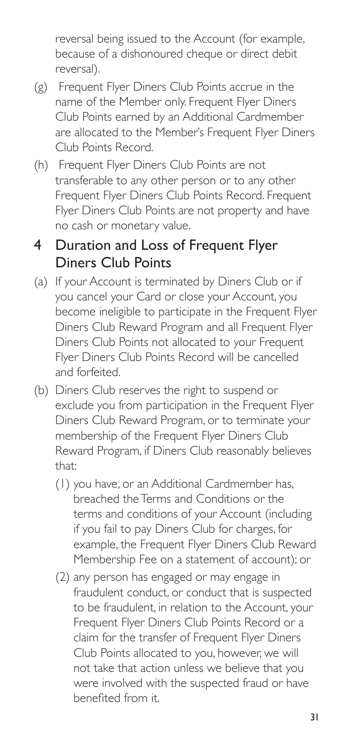reversal being issued to the Account (for example, because of a dishonoured cheque or direct debit reversal).

(g) Frequent Flyer Diners Club Points accrue in the name of the Member only. Frequent Flyer Diners Club Points earned by an Additional Cardmember are allocated to the Member's Frequent Flyer Diners Club Points Record.

(h) Frequent Flyer Diners Club Points are not transferable to any other person or to any other Frequent Flyer Diners Club Points Record. Frequent Flyer Diners Club Points are not property and have no cash or monetary value.

## 4 Duration and Loss of Frequent Flyer Diners Club Points

(a) If your Account is terminated by Diners Club or if you cancel your Card or close your Account, you become ineligible to participate in the Frequent Flyer Diners Club Reward Program and all Frequent Flyer Diners Club Points not allocated to your Frequent Flyer Diners Club Points Record will be cancelled and forfeited.

(b) Diners Club reserves the right to suspend or exclude you from participation in the Frequent Flyer Diners Club Reward Program, or to terminate your membership of the Frequent Flyer Diners Club Reward Program, if Diners Club reasonably believes that:

  (1) you have, or an Additional Cardmember has, breached the Terms and Conditions or the terms and conditions of your Account (including if you fail to pay Diners Club for charges, for example, the Frequent Flyer Diners Club Reward Membership Fee on a statement of account); or

  (2) any person has engaged or may engage in fraudulent conduct, or conduct that is suspected to be fraudulent, in relation to the Account, your Frequent Flyer Diners Club Points Record or a claim for the transfer of Frequent Flyer Diners Club Points allocated to you, however, we will not take that action unless we believe that you were involved with the suspected fraud or have benefited from it.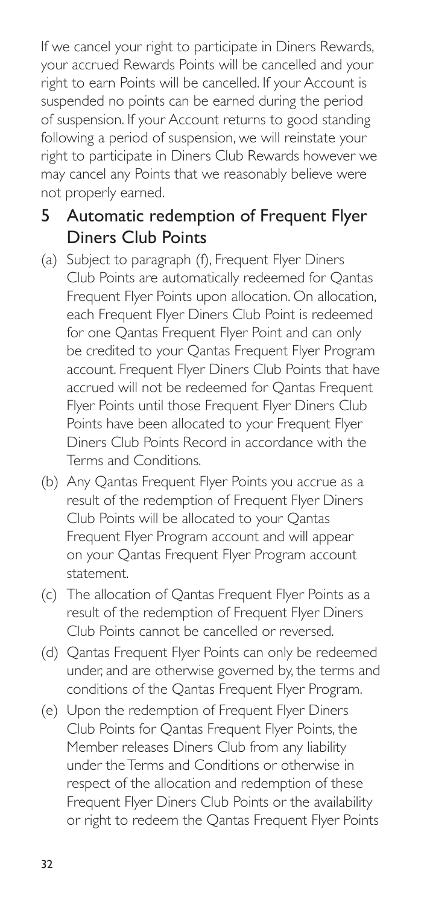If we cancel your right to participate in Diners Rewards, your accrued Rewards Points will be cancelled and your right to earn Points will be cancelled. If your Account is suspended no points can be earned during the period of suspension. If your Account returns to good standing following a period of suspension, we will reinstate your right to participate in Diners Club Rewards however we may cancel any Points that we reasonably believe were not properly earned.

## 5 Automatic redemption of Frequent Flyer Diners Club Points

(a) Subject to paragraph (f), Frequent Flyer Diners Club Points are automatically redeemed for Qantas Frequent Flyer Points upon allocation. On allocation, each Frequent Flyer Diners Club Point is redeemed for one Qantas Frequent Flyer Point and can only be credited to your Qantas Frequent Flyer Program account. Frequent Flyer Diners Club Points that have accrued will not be redeemed for Qantas Frequent Flyer Points until those Frequent Flyer Diners Club Points have been allocated to your Frequent Flyer Diners Club Points Record in accordance with the Terms and Conditions.

(b) Any Qantas Frequent Flyer Points you accrue as a result of the redemption of Frequent Flyer Diners Club Points will be allocated to your Qantas Frequent Flyer Program account and will appear on your Qantas Frequent Flyer Program account statement.

(c) The allocation of Qantas Frequent Flyer Points as a result of the redemption of Frequent Flyer Diners Club Points cannot be cancelled or reversed.

(d) Qantas Frequent Flyer Points can only be redeemed under, and are otherwise governed by, the terms and conditions of the Qantas Frequent Flyer Program.

(e) Upon the redemption of Frequent Flyer Diners Club Points for Qantas Frequent Flyer Points, the Member releases Diners Club from any liability under the Terms and Conditions or otherwise in respect of the allocation and redemption of these Frequent Flyer Diners Club Points or the availability or right to redeem the Qantas Frequent Flyer Points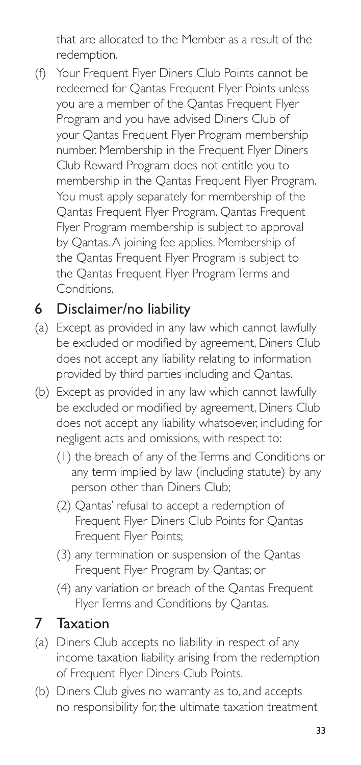that are allocated to the Member as a result of the redemption.

(f) Your Frequent Flyer Diners Club Points cannot be redeemed for Qantas Frequent Flyer Points unless you are a member of the Qantas Frequent Flyer Program and you have advised Diners Club of your Qantas Frequent Flyer Program membership number. Membership in the Frequent Flyer Diners Club Reward Program does not entitle you to membership in the Qantas Frequent Flyer Program. You must apply separately for membership of the Qantas Frequent Flyer Program. Qantas Frequent Flyer Program membership is subject to approval by Qantas. A joining fee applies. Membership of the Qantas Frequent Flyer Program is subject to the Qantas Frequent Flyer Program Terms and Conditions.

## 6 Disclaimer/no liability

(a) Except as provided in any law which cannot lawfully be excluded or modified by agreement, Diners Club does not accept any liability relating to information provided by third parties including and Qantas.

(b) Except as provided in any law which cannot lawfully be excluded or modified by agreement, Diners Club does not accept any liability whatsoever, including for negligent acts and omissions, with respect to:

(1) the breach of any of the Terms and Conditions or any term implied by law (including statute) by any person other than Diners Club;

(2) Qantas' refusal to accept a redemption of Frequent Flyer Diners Club Points for Qantas Frequent Flyer Points;

(3) any termination or suspension of the Qantas Frequent Flyer Program by Qantas; or

(4) any variation or breach of the Qantas Frequent Flyer Terms and Conditions by Qantas.

## 7 Taxation

(a) Diners Club accepts no liability in respect of any income taxation liability arising from the redemption of Frequent Flyer Diners Club Points.

(b) Diners Club gives no warranty as to, and accepts no responsibility for, the ultimate taxation treatment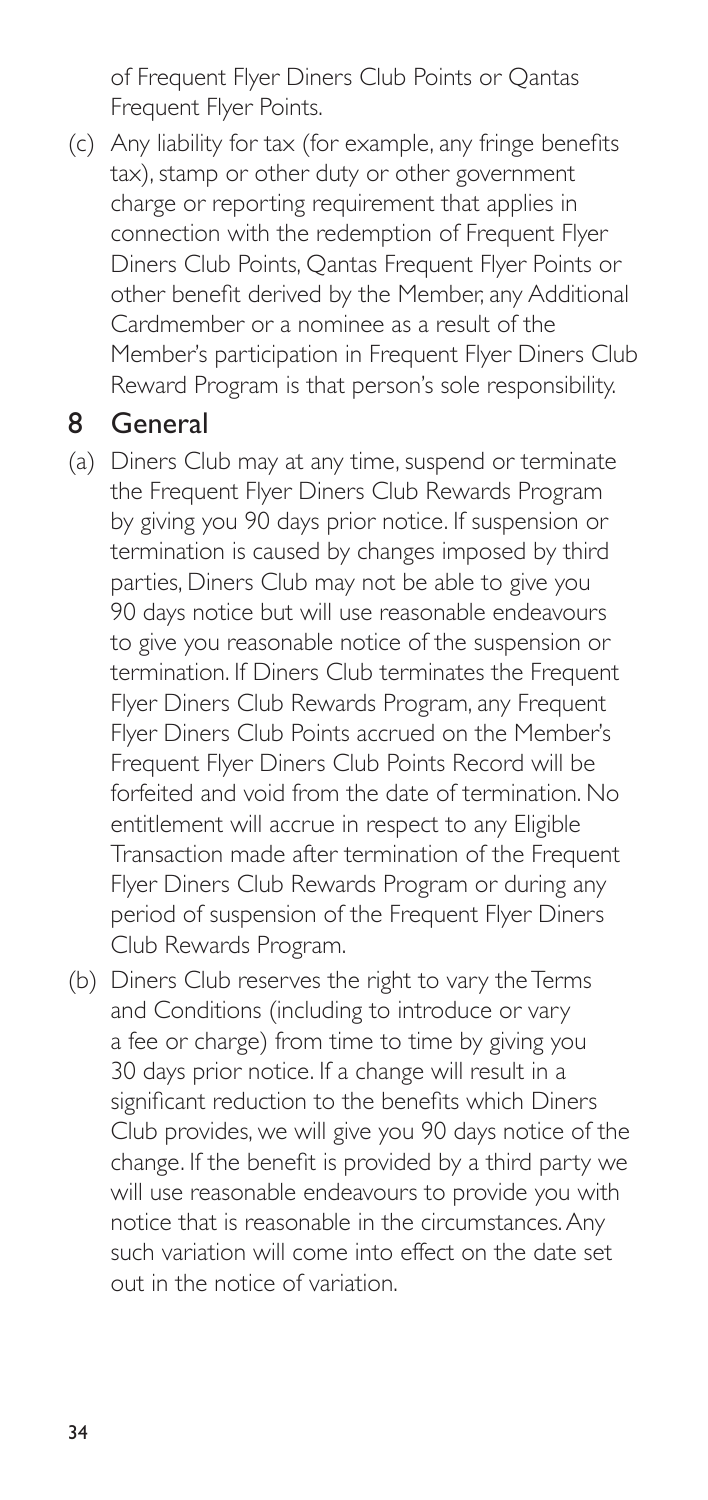of Frequent Flyer Diners Club Points or Qantas Frequent Flyer Points.

(c) Any liability for tax (for example, any fringe benefits tax), stamp or other duty or other government charge or reporting requirement that applies in connection with the redemption of Frequent Flyer Diners Club Points, Qantas Frequent Flyer Points or other benefit derived by the Member, any Additional Cardmember or a nominee as a result of the Member's participation in Frequent Flyer Diners Club Reward Program is that person's sole responsibility.

## 8 General

(a) Diners Club may at any time, suspend or terminate the Frequent Flyer Diners Club Rewards Program by giving you 90 days prior notice. If suspension or termination is caused by changes imposed by third parties, Diners Club may not be able to give you 90 days notice but will use reasonable endeavours to give you reasonable notice of the suspension or termination. If Diners Club terminates the Frequent Flyer Diners Club Rewards Program, any Frequent Flyer Diners Club Points accrued on the Member's Frequent Flyer Diners Club Points Record will be forfeited and void from the date of termination. No entitlement will accrue in respect to any Eligible Transaction made after termination of the Frequent Flyer Diners Club Rewards Program or during any period of suspension of the Frequent Flyer Diners Club Rewards Program.

(b) Diners Club reserves the right to vary the Terms and Conditions (including to introduce or vary a fee or charge) from time to time by giving you 30 days prior notice. If a change will result in a significant reduction to the benefits which Diners Club provides, we will give you 90 days notice of the change. If the benefit is provided by a third party we will use reasonable endeavours to provide you with notice that is reasonable in the circumstances. Any such variation will come into effect on the date set out in the notice of variation.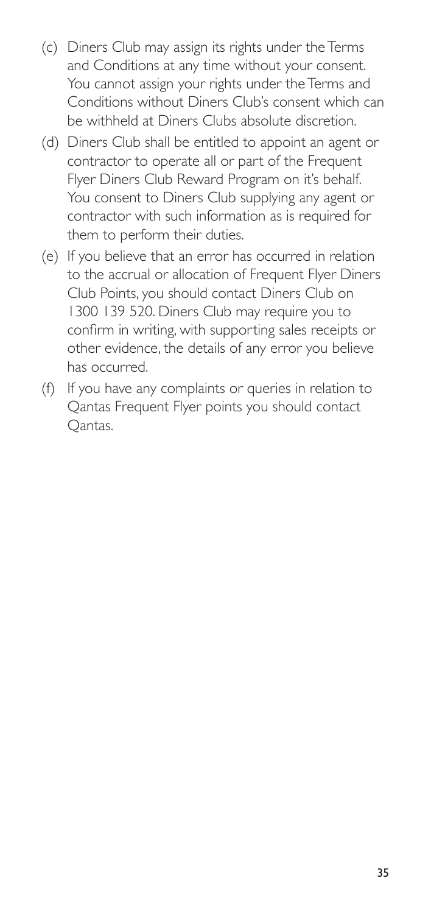(c) Diners Club may assign its rights under the Terms and Conditions at any time without your consent. You cannot assign your rights under the Terms and Conditions without Diners Club's consent which can be withheld at Diners Clubs absolute discretion.

(d) Diners Club shall be entitled to appoint an agent or contractor to operate all or part of the Frequent Flyer Diners Club Reward Program on it's behalf. You consent to Diners Club supplying any agent or contractor with such information as is required for them to perform their duties.

(e) If you believe that an error has occurred in relation to the accrual or allocation of Frequent Flyer Diners Club Points, you should contact Diners Club on 1300 139 520. Diners Club may require you to confirm in writing, with supporting sales receipts or other evidence, the details of any error you believe has occurred.

(f) If you have any complaints or queries in relation to Qantas Frequent Flyer points you should contact Qantas.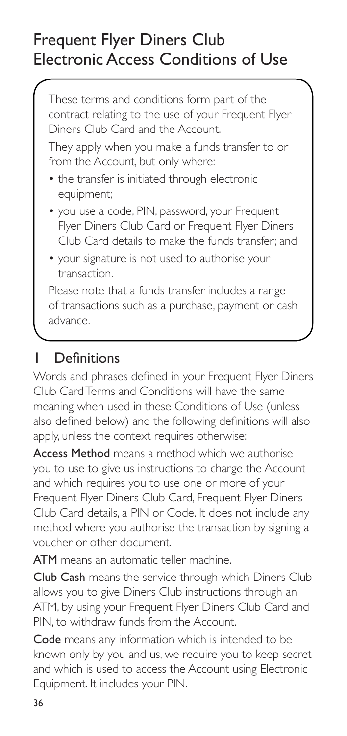# Frequent Flyer Diners Club Electronic Access Conditions of Use

These terms and conditions form part of the contract relating to the use of your Frequent Flyer Diners Club Card and the Account.

They apply when you make a funds transfer to or from the Account, but only where:

- the transfer is initiated through electronic equipment;
- you use a code, PIN, password, your Frequent Flyer Diners Club Card or Frequent Flyer Diners Club Card details to make the funds transfer; and
- your signature is not used to authorise your transaction.

Please note that a funds transfer includes a range of transactions such as a purchase, payment or cash advance.

## 1 Definitions

Words and phrases defined in your Frequent Flyer Diners Club Card Terms and Conditions will have the same meaning when used in these Conditions of Use (unless also defined below) and the following definitions will also apply, unless the context requires otherwise:

**Access Method** means a method which we authorise you to use to give us instructions to charge the Account and which requires you to use one or more of your Frequent Flyer Diners Club Card, Frequent Flyer Diners Club Card details, a PIN or Code. It does not include any method where you authorise the transaction by signing a voucher or other document.

**ATM** means an automatic teller machine.

**Club Cash** means the service through which Diners Club allows you to give Diners Club instructions through an ATM, by using your Frequent Flyer Diners Club Card and PIN, to withdraw funds from the Account.

**Code** means any information which is intended to be known only by you and us, we require you to keep secret and which is used to access the Account using Electronic Equipment. It includes your PIN.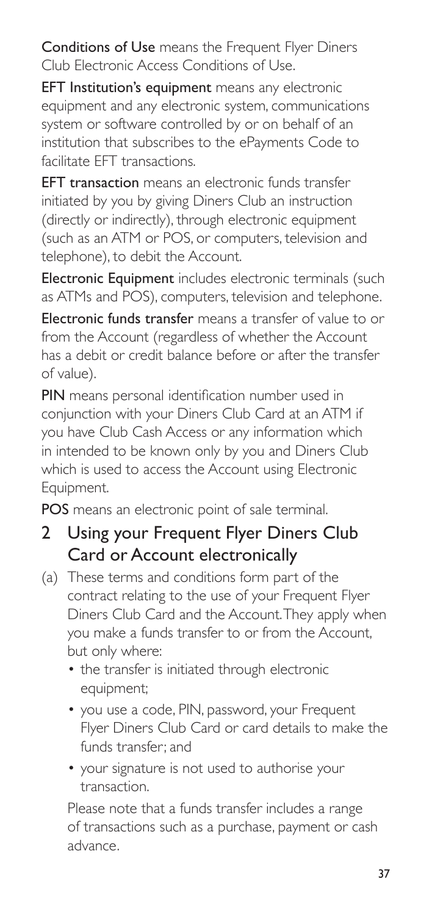**Conditions of Use** means the Frequent Flyer Diners Club Electronic Access Conditions of Use.

**EFT Institution's equipment** means any electronic equipment and any electronic system, communications system or software controlled by or on behalf of an institution that subscribes to the ePayments Code to facilitate EFT transactions.

**EFT transaction** means an electronic funds transfer initiated by you by giving Diners Club an instruction (directly or indirectly), through electronic equipment (such as an ATM or POS, or computers, television and telephone), to debit the Account.

**Electronic Equipment** includes electronic terminals (such as ATMs and POS), computers, television and telephone.

**Electronic funds transfer** means a transfer of value to or from the Account (regardless of whether the Account has a debit or credit balance before or after the transfer of value).

**PIN** means personal identification number used in conjunction with your Diners Club Card at an ATM if you have Club Cash Access or any information which in intended to be known only by you and Diners Club which is used to access the Account using Electronic Equipment.

**POS** means an electronic point of sale terminal.

## 2 Using your Frequent Flyer Diners Club Card or Account electronically

(a) These terms and conditions form part of the contract relating to the use of your Frequent Flyer Diners Club Card and the Account. They apply when you make a funds transfer to or from the Account, but only where:

- the transfer is initiated through electronic equipment;
- you use a code, PIN, password, your Frequent Flyer Diners Club Card or card details to make the funds transfer; and
- your signature is not used to authorise your transaction.

Please note that a funds transfer includes a range of transactions such as a purchase, payment or cash advance.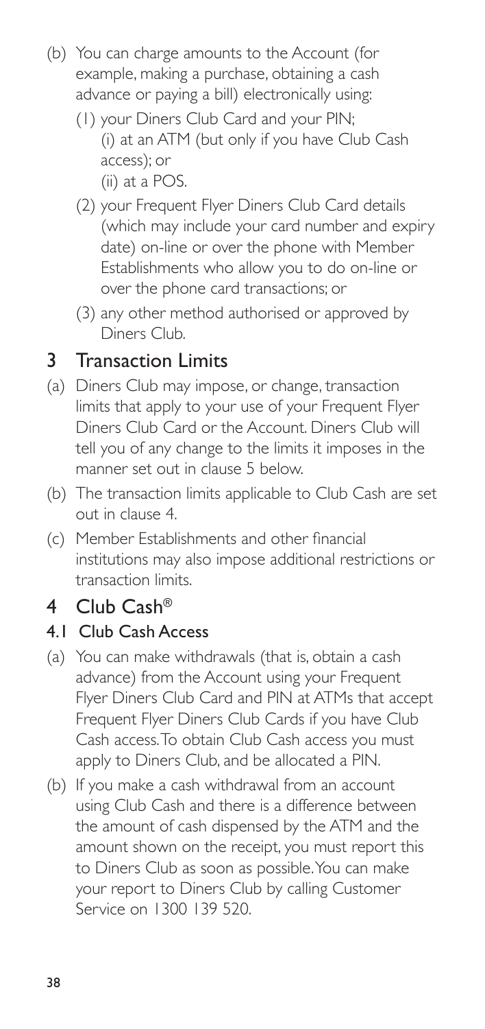(b) You can charge amounts to the Account (for example, making a purchase, obtaining a cash advance or paying a bill) electronically using:

    (1) your Diners Club Card and your PIN;
        (i) at an ATM (but only if you have Club Cash access); or
        (ii) at a POS.

    (2) your Frequent Flyer Diners Club Card details (which may include your card number and expiry date) on-line or over the phone with Member Establishments who allow you to do on-line or over the phone card transactions; or

    (3) any other method authorised or approved by Diners Club.

## 3 Transaction Limits

(a) Diners Club may impose, or change, transaction limits that apply to your use of your Frequent Flyer Diners Club Card or the Account. Diners Club will tell you of any change to the limits it imposes in the manner set out in clause 5 below.

(b) The transaction limits applicable to Club Cash are set out in clause 4.

(c) Member Establishments and other financial institutions may also impose additional restrictions or transaction limits.

## 4 Club Cash®

### 4.1 Club Cash Access

(a) You can make withdrawals (that is, obtain a cash advance) from the Account using your Frequent Flyer Diners Club Card and PIN at ATMs that accept Frequent Flyer Diners Club Cards if you have Club Cash access. To obtain Club Cash access you must apply to Diners Club, and be allocated a PIN.

(b) If you make a cash withdrawal from an account using Club Cash and there is a difference between the amount of cash dispensed by the ATM and the amount shown on the receipt, you must report this to Diners Club as soon as possible. You can make your report to Diners Club by calling Customer Service on 1300 139 520.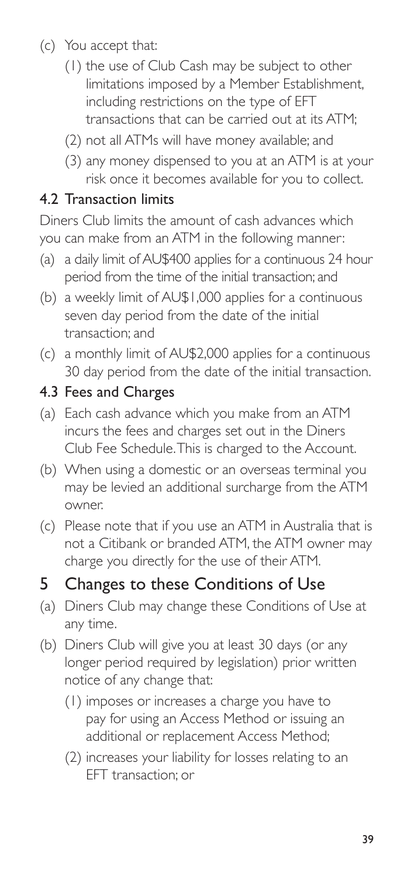(c) You accept that:
   - (1) the use of Club Cash may be subject to other limitations imposed by a Member Establishment, including restrictions on the type of EFT transactions that can be carried out at its ATM;
   - (2) not all ATMs will have money available; and
   - (3) any money dispensed to you at an ATM is at your risk once it becomes available for you to collect.

### 4.2 Transaction limits

Diners Club limits the amount of cash advances which you can make from an ATM in the following manner:

(a) a daily limit of AU$400 applies for a continuous 24 hour period from the time of the initial transaction; and

(b) a weekly limit of AU$1,000 applies for a continuous seven day period from the date of the initial transaction; and

(c) a monthly limit of AU$2,000 applies for a continuous 30 day period from the date of the initial transaction.

### 4.3 Fees and Charges

(a) Each cash advance which you make from an ATM incurs the fees and charges set out in the Diners Club Fee Schedule. This is charged to the Account.

(b) When using a domestic or an overseas terminal you may be levied an additional surcharge from the ATM owner.

(c) Please note that if you use an ATM in Australia that is not a Citibank or branded ATM, the ATM owner may charge you directly for the use of their ATM.

## 5 Changes to these Conditions of Use

(a) Diners Club may change these Conditions of Use at any time.

(b) Diners Club will give you at least 30 days (or any longer period required by legislation) prior written notice of any change that:
   - (1) imposes or increases a charge you have to pay for using an Access Method or issuing an additional or replacement Access Method;
   - (2) increases your liability for losses relating to an EFT transaction; or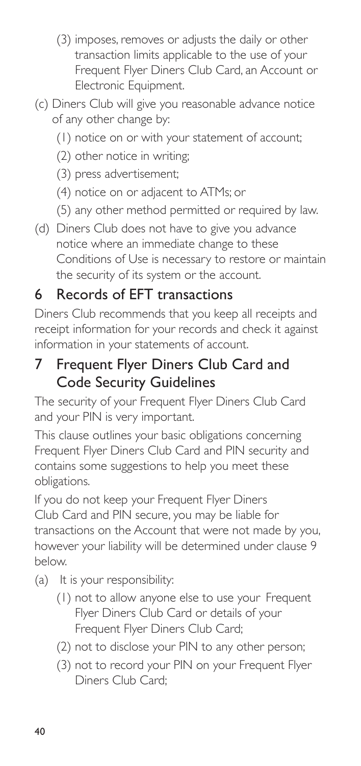(3) imposes, removes or adjusts the daily or other transaction limits applicable to the use of your Frequent Flyer Diners Club Card, an Account or Electronic Equipment.

(c) Diners Club will give you reasonable advance notice of any other change by:

(1) notice on or with your statement of account;

(2) other notice in writing;

(3) press advertisement;

(4) notice on or adjacent to ATMs; or

(5) any other method permitted or required by law.

(d) Diners Club does not have to give you advance notice where an immediate change to these Conditions of Use is necessary to restore or maintain the security of its system or the account.

## 6 Records of EFT transactions

Diners Club recommends that you keep all receipts and receipt information for your records and check it against information in your statements of account.

## 7 Frequent Flyer Diners Club Card and Code Security Guidelines

The security of your Frequent Flyer Diners Club Card and your PIN is very important.

This clause outlines your basic obligations concerning Frequent Flyer Diners Club Card and PIN security and contains some suggestions to help you meet these obligations.

If you do not keep your Frequent Flyer Diners Club Card and PIN secure, you may be liable for transactions on the Account that were not made by you, however your liability will be determined under clause 9 below.

(a) It is your responsibility:

(1) not to allow anyone else to use your Frequent Flyer Diners Club Card or details of your Frequent Flyer Diners Club Card;

(2) not to disclose your PIN to any other person;

(3) not to record your PIN on your Frequent Flyer Diners Club Card;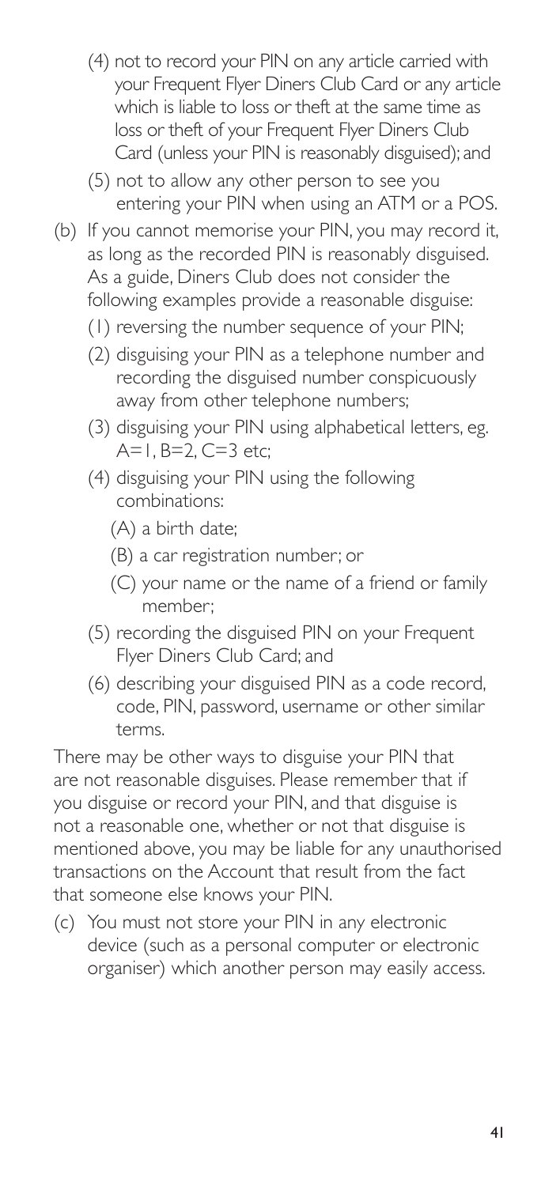(4) not to record your PIN on any article carried with your Frequent Flyer Diners Club Card or any article which is liable to loss or theft at the same time as loss or theft of your Frequent Flyer Diners Club Card (unless your PIN is reasonably disguised); and

(5) not to allow any other person to see you entering your PIN when using an ATM or a POS.

(b) If you cannot memorise your PIN, you may record it, as long as the recorded PIN is reasonably disguised. As a guide, Diners Club does not consider the following examples provide a reasonable disguise:

(1) reversing the number sequence of your PIN;

(2) disguising your PIN as a telephone number and recording the disguised number conspicuously away from other telephone numbers;

(3) disguising your PIN using alphabetical letters, eg. A=1, B=2, C=3 etc;

(4) disguising your PIN using the following combinations:

(A) a birth date;

(B) a car registration number; or

(C) your name or the name of a friend or family member;

(5) recording the disguised PIN on your Frequent Flyer Diners Club Card; and

(6) describing your disguised PIN as a code record, code, PIN, password, username or other similar terms.

There may be other ways to disguise your PIN that are not reasonable disguises. Please remember that if you disguise or record your PIN, and that disguise is not a reasonable one, whether or not that disguise is mentioned above, you may be liable for any unauthorised transactions on the Account that result from the fact that someone else knows your PIN.

(c) You must not store your PIN in any electronic device (such as a personal computer or electronic organiser) which another person may easily access.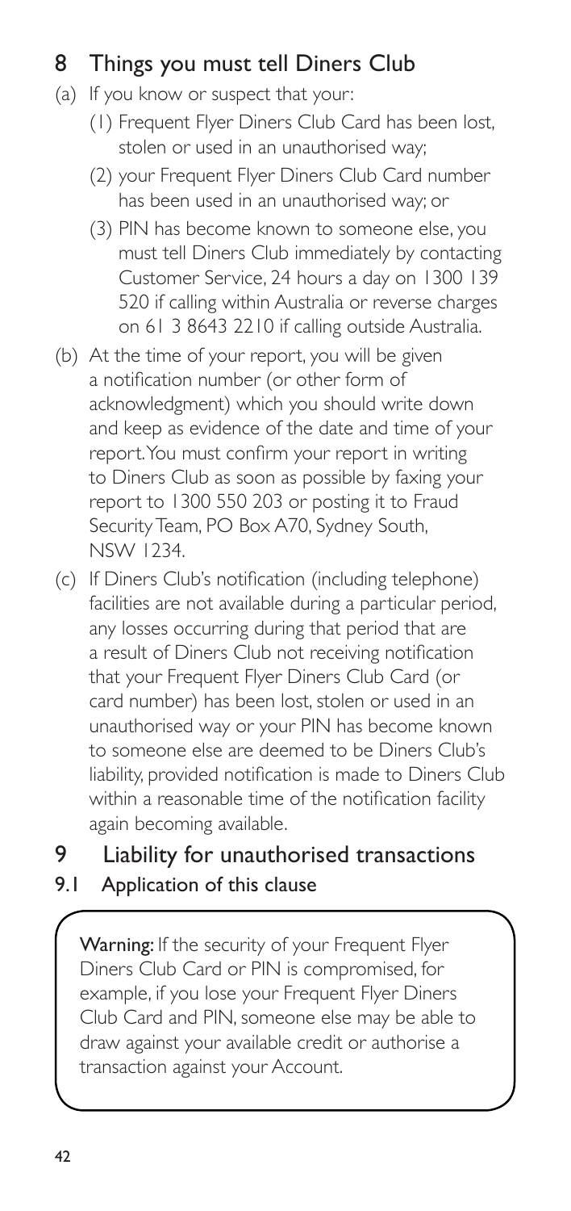## 8 Things you must tell Diners Club

(a) If you know or suspect that your:

(1) Frequent Flyer Diners Club Card has been lost, stolen or used in an unauthorised way;

(2) your Frequent Flyer Diners Club Card number has been used in an unauthorised way; or

(3) PIN has become known to someone else, you must tell Diners Club immediately by contacting Customer Service, 24 hours a day on 1300 139 520 if calling within Australia or reverse charges on 61 3 8643 2210 if calling outside Australia.

(b) At the time of your report, you will be given a notification number (or other form of acknowledgment) which you should write down and keep as evidence of the date and time of your report. You must confirm your report in writing to Diners Club as soon as possible by faxing your report to 1300 550 203 or posting it to Fraud Security Team, PO Box A70, Sydney South, NSW 1234.

(c) If Diners Club's notification (including telephone) facilities are not available during a particular period, any losses occurring during that period that are a result of Diners Club not receiving notification that your Frequent Flyer Diners Club Card (or card number) has been lost, stolen or used in an unauthorised way or your PIN has become known to someone else are deemed to be Diners Club's liability, provided notification is made to Diners Club within a reasonable time of the notification facility again becoming available.

## 9 Liability for unauthorised transactions

### 9.1 Application of this clause

**Warning:** If the security of your Frequent Flyer Diners Club Card or PIN is compromised, for example, if you lose your Frequent Flyer Diners Club Card and PIN, someone else may be able to draw against your available credit or authorise a transaction against your Account.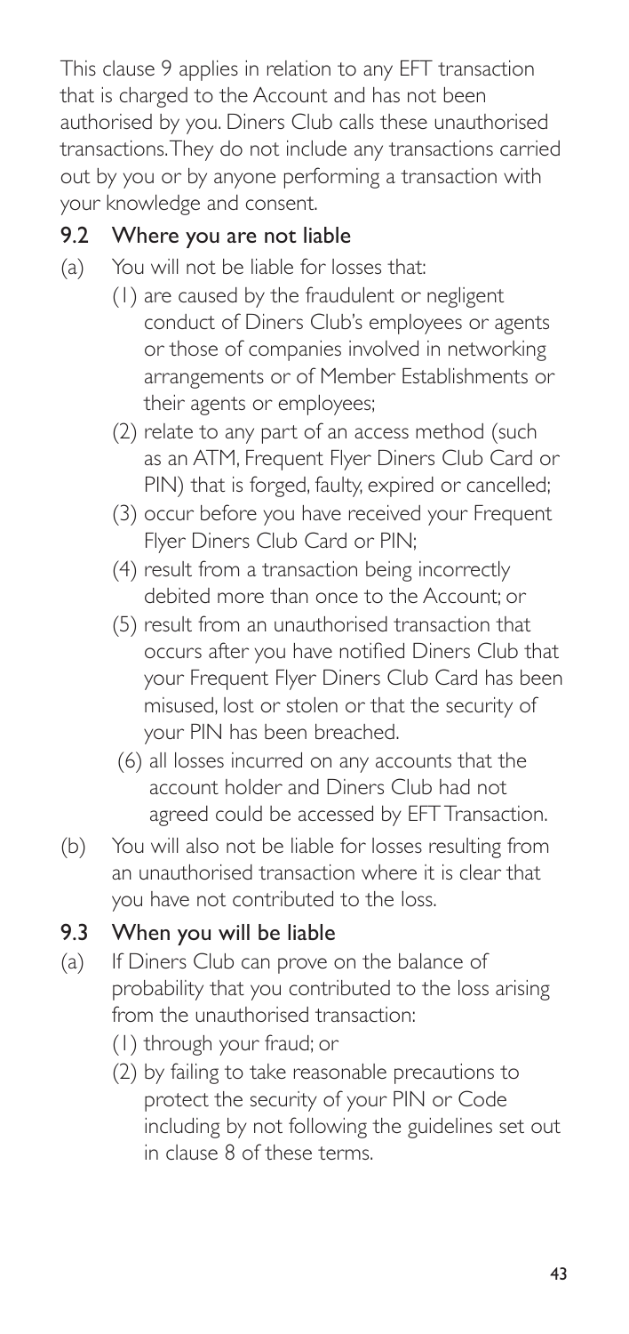This clause 9 applies in relation to any EFT transaction that is charged to the Account and has not been authorised by you. Diners Club calls these unauthorised transactions. They do not include any transactions carried out by you or by anyone performing a transaction with your knowledge and consent.

## 9.2 Where you are not liable

(a) You will not be liable for losses that:

(1) are caused by the fraudulent or negligent conduct of Diners Club's employees or agents or those of companies involved in networking arrangements or of Member Establishments or their agents or employees;

(2) relate to any part of an access method (such as an ATM, Frequent Flyer Diners Club Card or PIN) that is forged, faulty, expired or cancelled;

(3) occur before you have received your Frequent Flyer Diners Club Card or PIN;

(4) result from a transaction being incorrectly debited more than once to the Account; or

(5) result from an unauthorised transaction that occurs after you have notified Diners Club that your Frequent Flyer Diners Club Card has been misused, lost or stolen or that the security of your PIN has been breached.

(6) all losses incurred on any accounts that the account holder and Diners Club had not agreed could be accessed by EFT Transaction.

(b) You will also not be liable for losses resulting from an unauthorised transaction where it is clear that you have not contributed to the loss.

## 9.3 When you will be liable

(a) If Diners Club can prove on the balance of probability that you contributed to the loss arising from the unauthorised transaction:

(1) through your fraud; or

(2) by failing to take reasonable precautions to protect the security of your PIN or Code including by not following the guidelines set out in clause 8 of these terms.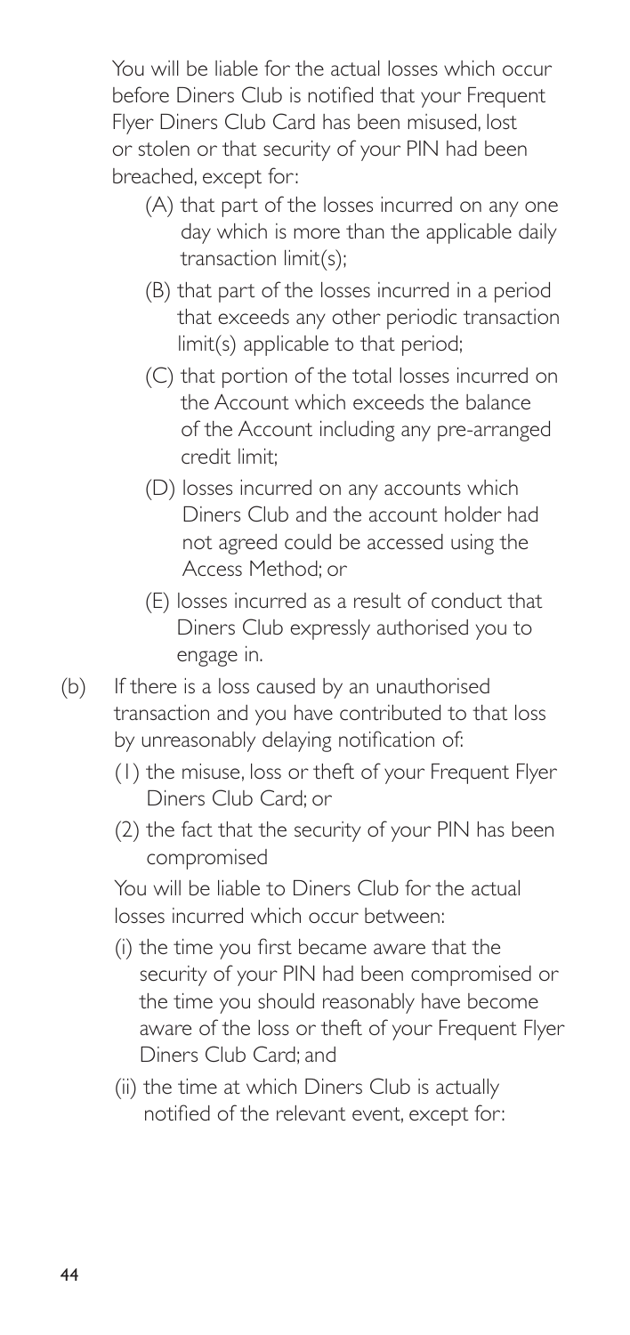You will be liable for the actual losses which occur before Diners Club is notified that your Frequent Flyer Diners Club Card has been misused, lost or stolen or that security of your PIN had been breached, except for:

- (A) that part of the losses incurred on any one day which is more than the applicable daily transaction limit(s);
- (B) that part of the losses incurred in a period that exceeds any other periodic transaction limit(s) applicable to that period;
- (C) that portion of the total losses incurred on the Account which exceeds the balance of the Account including any pre-arranged credit limit;
- (D) losses incurred on any accounts which Diners Club and the account holder had not agreed could be accessed using the Access Method; or
- (E) losses incurred as a result of conduct that Diners Club expressly authorised you to engage in.

(b) If there is a loss caused by an unauthorised transaction and you have contributed to that loss by unreasonably delaying notification of:

- (1) the misuse, loss or theft of your Frequent Flyer Diners Club Card; or
- (2) the fact that the security of your PIN has been compromised

You will be liable to Diners Club for the actual losses incurred which occur between:

- (i) the time you first became aware that the security of your PIN had been compromised or the time you should reasonably have become aware of the loss or theft of your Frequent Flyer Diners Club Card; and
- (ii) the time at which Diners Club is actually notified of the relevant event, except for: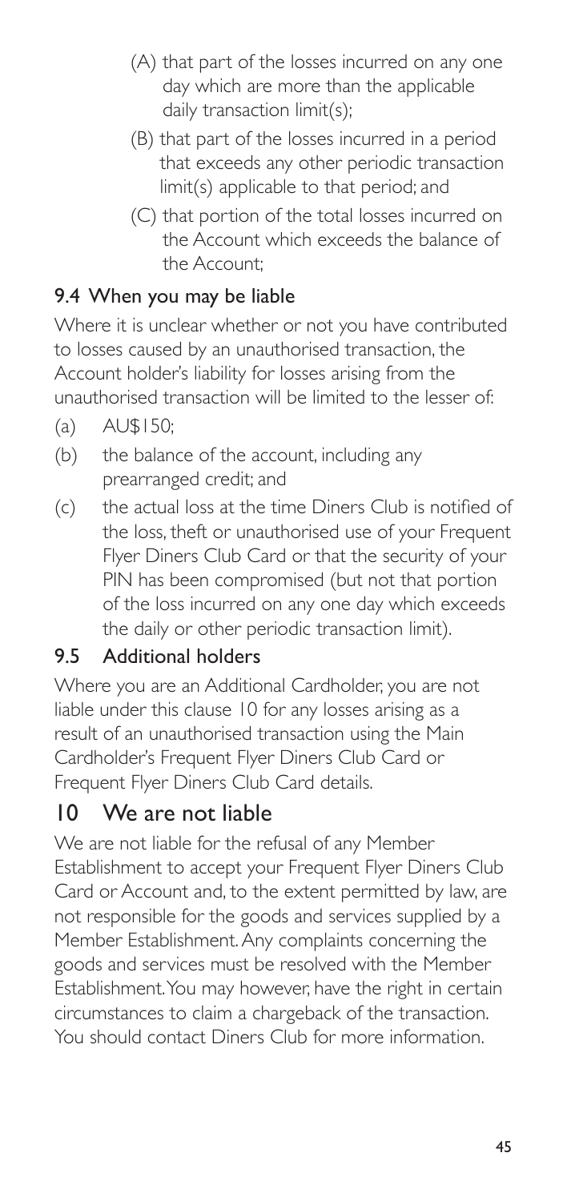(A) that part of the losses incurred on any one day which are more than the applicable daily transaction limit(s);

(B) that part of the losses incurred in a period that exceeds any other periodic transaction limit(s) applicable to that period; and

(C) that portion of the total losses incurred on the Account which exceeds the balance of the Account;

### 9.4 When you may be liable

Where it is unclear whether or not you have contributed to losses caused by an unauthorised transaction, the Account holder's liability for losses arising from the unauthorised transaction will be limited to the lesser of:

(a) AU$150;

(b) the balance of the account, including any prearranged credit; and

(c) the actual loss at the time Diners Club is notified of the loss, theft or unauthorised use of your Frequent Flyer Diners Club Card or that the security of your PIN has been compromised (but not that portion of the loss incurred on any one day which exceeds the daily or other periodic transaction limit).

### 9.5 Additional holders

Where you are an Additional Cardholder, you are not liable under this clause 10 for any losses arising as a result of an unauthorised transaction using the Main Cardholder's Frequent Flyer Diners Club Card or Frequent Flyer Diners Club Card details.

## 10 We are not liable

We are not liable for the refusal of any Member Establishment to accept your Frequent Flyer Diners Club Card or Account and, to the extent permitted by law, are not responsible for the goods and services supplied by a Member Establishment. Any complaints concerning the goods and services must be resolved with the Member Establishment. You may however, have the right in certain circumstances to claim a chargeback of the transaction. You should contact Diners Club for more information.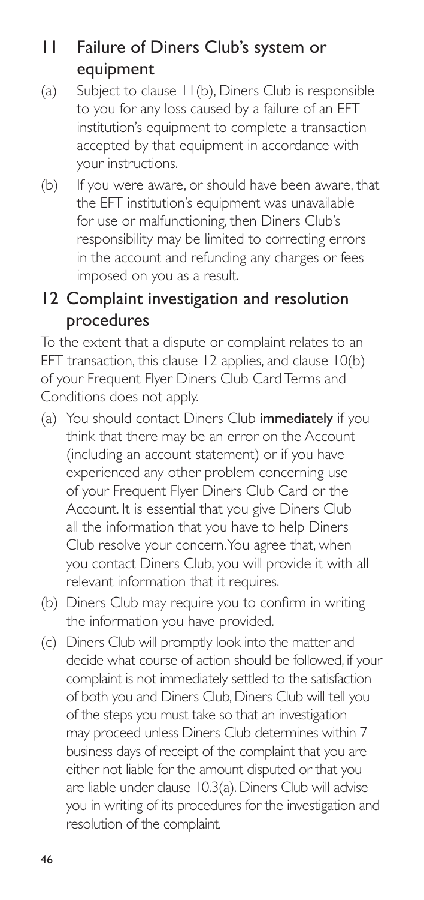## 11 Failure of Diners Club's system or equipment

(a) Subject to clause 11(b), Diners Club is responsible to you for any loss caused by a failure of an EFT institution's equipment to complete a transaction accepted by that equipment in accordance with your instructions.

(b) If you were aware, or should have been aware, that the EFT institution's equipment was unavailable for use or malfunctioning, then Diners Club's responsibility may be limited to correcting errors in the account and refunding any charges or fees imposed on you as a result.

## 12 Complaint investigation and resolution procedures

To the extent that a dispute or complaint relates to an EFT transaction, this clause 12 applies, and clause 10(b) of your Frequent Flyer Diners Club Card Terms and Conditions does not apply.

(a) You should contact Diners Club **immediately** if you think that there may be an error on the Account (including an account statement) or if you have experienced any other problem concerning use of your Frequent Flyer Diners Club Card or the Account. It is essential that you give Diners Club all the information that you have to help Diners Club resolve your concern. You agree that, when you contact Diners Club, you will provide it with all relevant information that it requires.

(b) Diners Club may require you to confirm in writing the information you have provided.

(c) Diners Club will promptly look into the matter and decide what course of action should be followed, if your complaint is not immediately settled to the satisfaction of both you and Diners Club, Diners Club will tell you of the steps you must take so that an investigation may proceed unless Diners Club determines within 7 business days of receipt of the complaint that you are either not liable for the amount disputed or that you are liable under clause 10.3(a). Diners Club will advise you in writing of its procedures for the investigation and resolution of the complaint.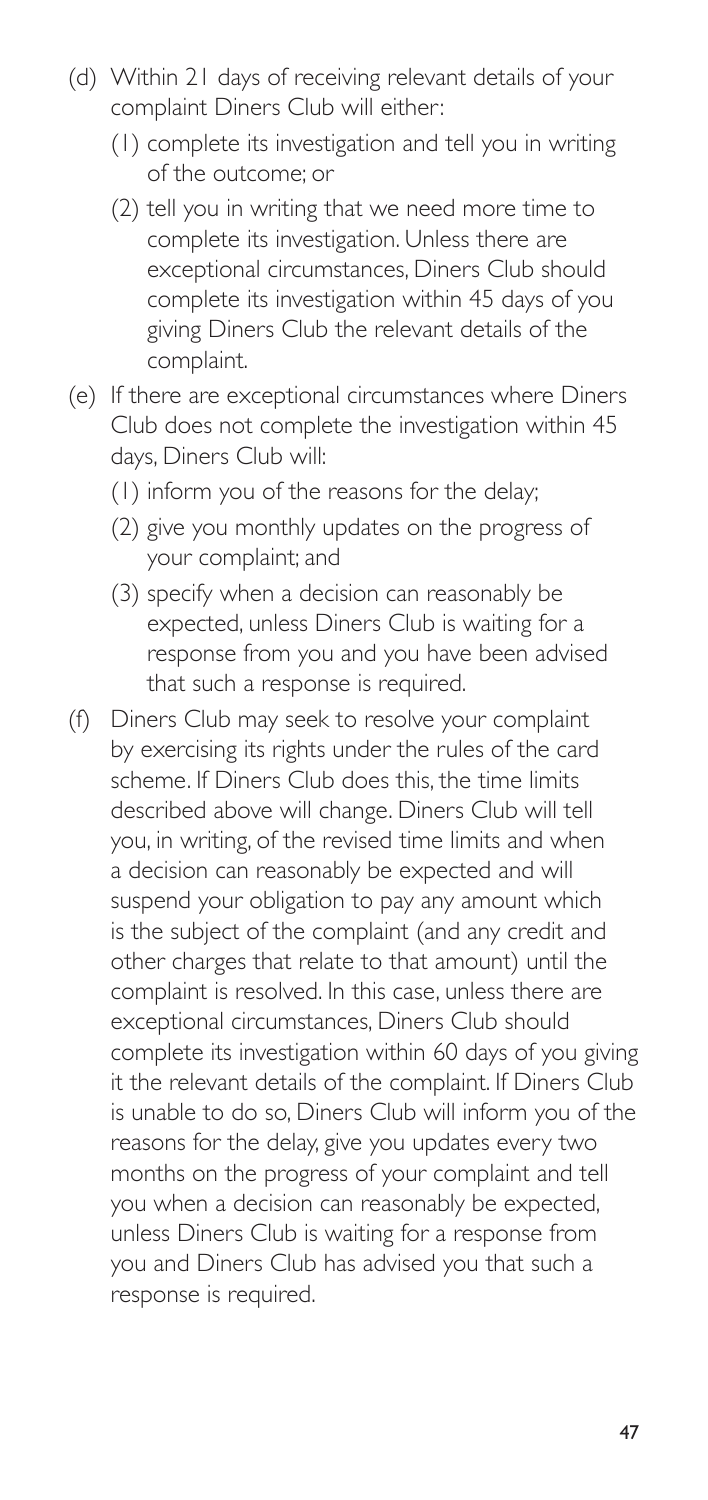(d) Within 21 days of receiving relevant details of your complaint Diners Club will either:

   (1) complete its investigation and tell you in writing of the outcome; or

   (2) tell you in writing that we need more time to complete its investigation. Unless there are exceptional circumstances, Diners Club should complete its investigation within 45 days of you giving Diners Club the relevant details of the complaint.

(e) If there are exceptional circumstances where Diners Club does not complete the investigation within 45 days, Diners Club will:

   (1) inform you of the reasons for the delay;

   (2) give you monthly updates on the progress of your complaint; and

   (3) specify when a decision can reasonably be expected, unless Diners Club is waiting for a response from you and you have been advised that such a response is required.

(f) Diners Club may seek to resolve your complaint by exercising its rights under the rules of the card scheme. If Diners Club does this, the time limits described above will change. Diners Club will tell you, in writing, of the revised time limits and when a decision can reasonably be expected and will suspend your obligation to pay any amount which is the subject of the complaint (and any credit and other charges that relate to that amount) until the complaint is resolved. In this case, unless there are exceptional circumstances, Diners Club should complete its investigation within 60 days of you giving it the relevant details of the complaint. If Diners Club is unable to do so, Diners Club will inform you of the reasons for the delay, give you updates every two months on the progress of your complaint and tell you when a decision can reasonably be expected, unless Diners Club is waiting for a response from you and Diners Club has advised you that such a response is required.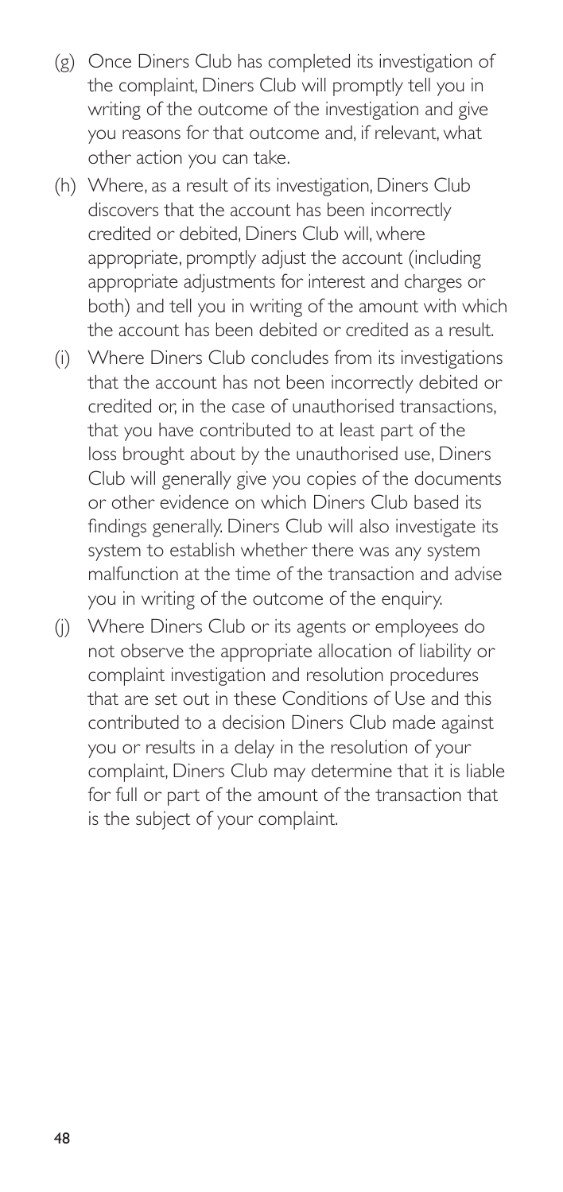(g) Once Diners Club has completed its investigation of the complaint, Diners Club will promptly tell you in writing of the outcome of the investigation and give you reasons for that outcome and, if relevant, what other action you can take.

(h) Where, as a result of its investigation, Diners Club discovers that the account has been incorrectly credited or debited, Diners Club will, where appropriate, promptly adjust the account (including appropriate adjustments for interest and charges or both) and tell you in writing of the amount with which the account has been debited or credited as a result.

(i) Where Diners Club concludes from its investigations that the account has not been incorrectly debited or credited or, in the case of unauthorised transactions, that you have contributed to at least part of the loss brought about by the unauthorised use, Diners Club will generally give you copies of the documents or other evidence on which Diners Club based its findings generally. Diners Club will also investigate its system to establish whether there was any system malfunction at the time of the transaction and advise you in writing of the outcome of the enquiry.

(j) Where Diners Club or its agents or employees do not observe the appropriate allocation of liability or complaint investigation and resolution procedures that are set out in these Conditions of Use and this contributed to a decision Diners Club made against you or results in a delay in the resolution of your complaint, Diners Club may determine that it is liable for full or part of the amount of the transaction that is the subject of your complaint.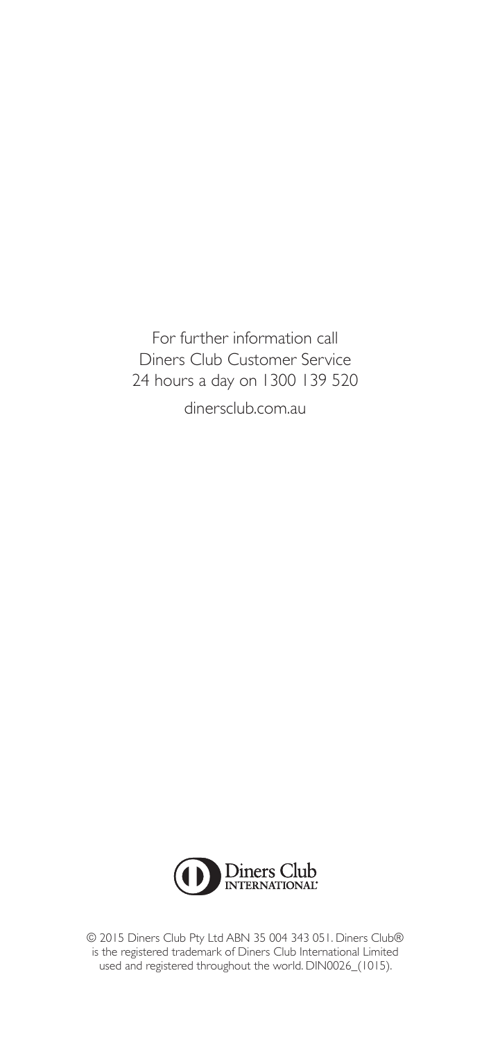For further information call
Diners Club Customer Service
24 hours a day on 1300 139 520

dinersclub.com.au

Diners Club INTERNATIONAL

© 2015 Diners Club Pty Ltd ABN 35 004 343 051. Diners Club® is the registered trademark of Diners Club International Limited used and registered throughout the world. DIN0026_(1015).